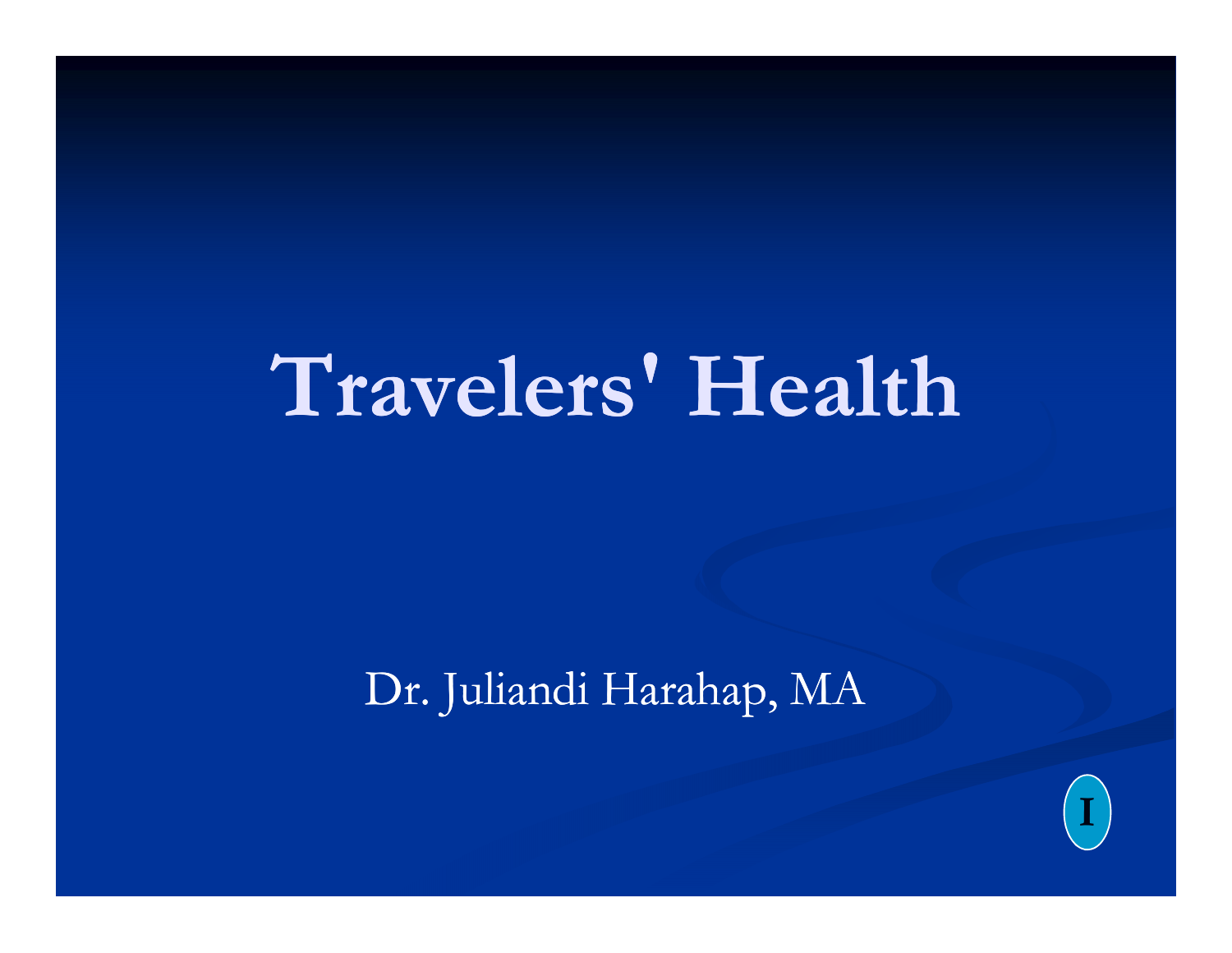# Travelers' Health

Dr. Juliandi Harahap, MA

I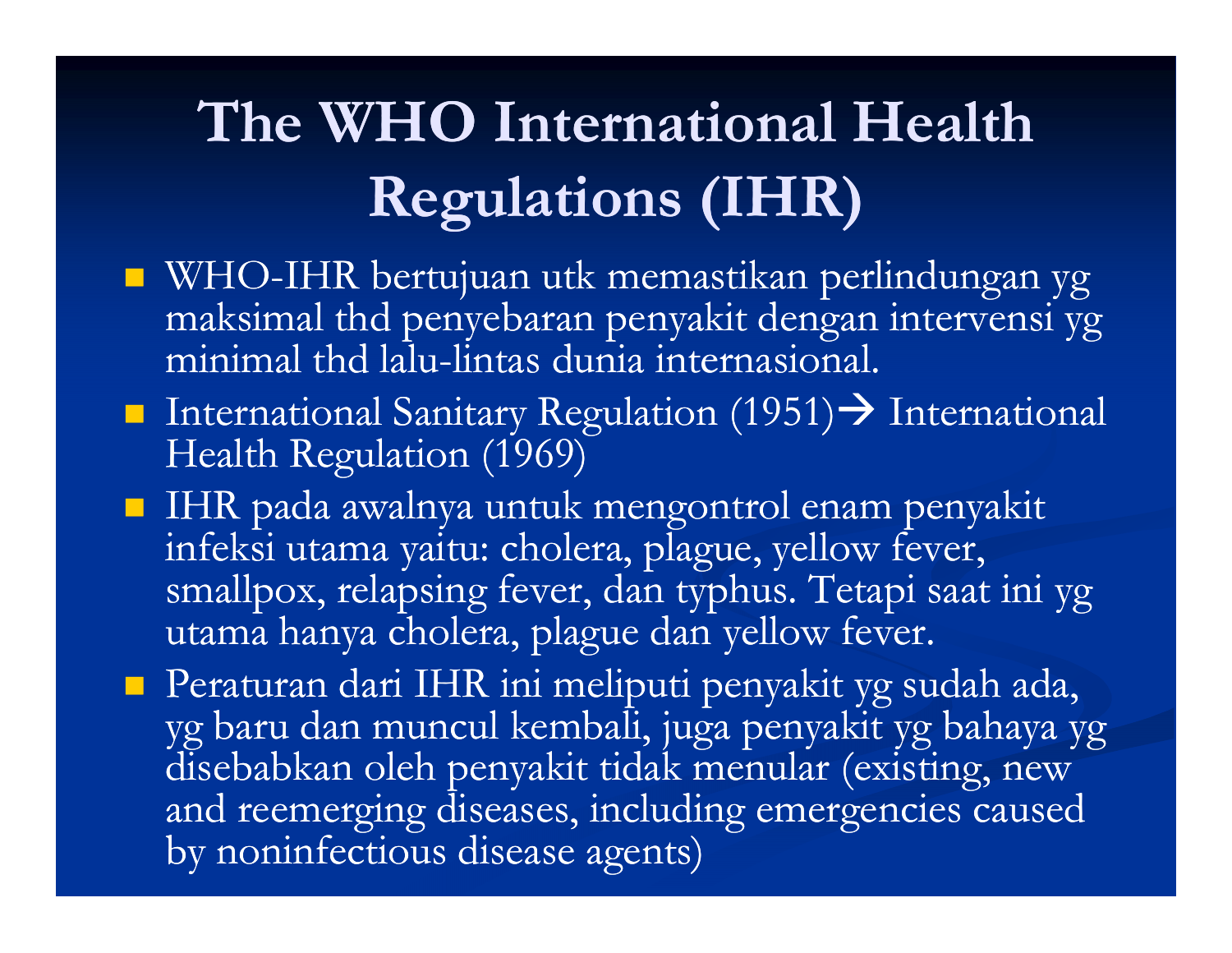# The WHO International Health Regulations (IHR)

- WHO-IHR bertujuan utk memastikan perlindungan yg maksimal thd penyebaran penyakit dengan intervensi yg minimal thd lalu-lintas dunia internasional.
- International Sanitary Regulation (1951)→ International Health Regulation (1969)
- IHR pada awalnya untuk mengontrol enam penyakit infeksi utama yaitu: cholera, plague, yellow fever, smallpox, relapsing fever, dan typhus. Tetapi saat ini yg utama hanya cholera, plague dan yellow fever.
- Peraturan dari IHR ini meliputi penyakit yg sudah ada, yg baru dan muncul kembali, juga penyakit yg bahaya yg disebabkan oleh penyakit tidak menular (existing, new and reemerging diseases, including emergencies caused by noninfectious disease agents)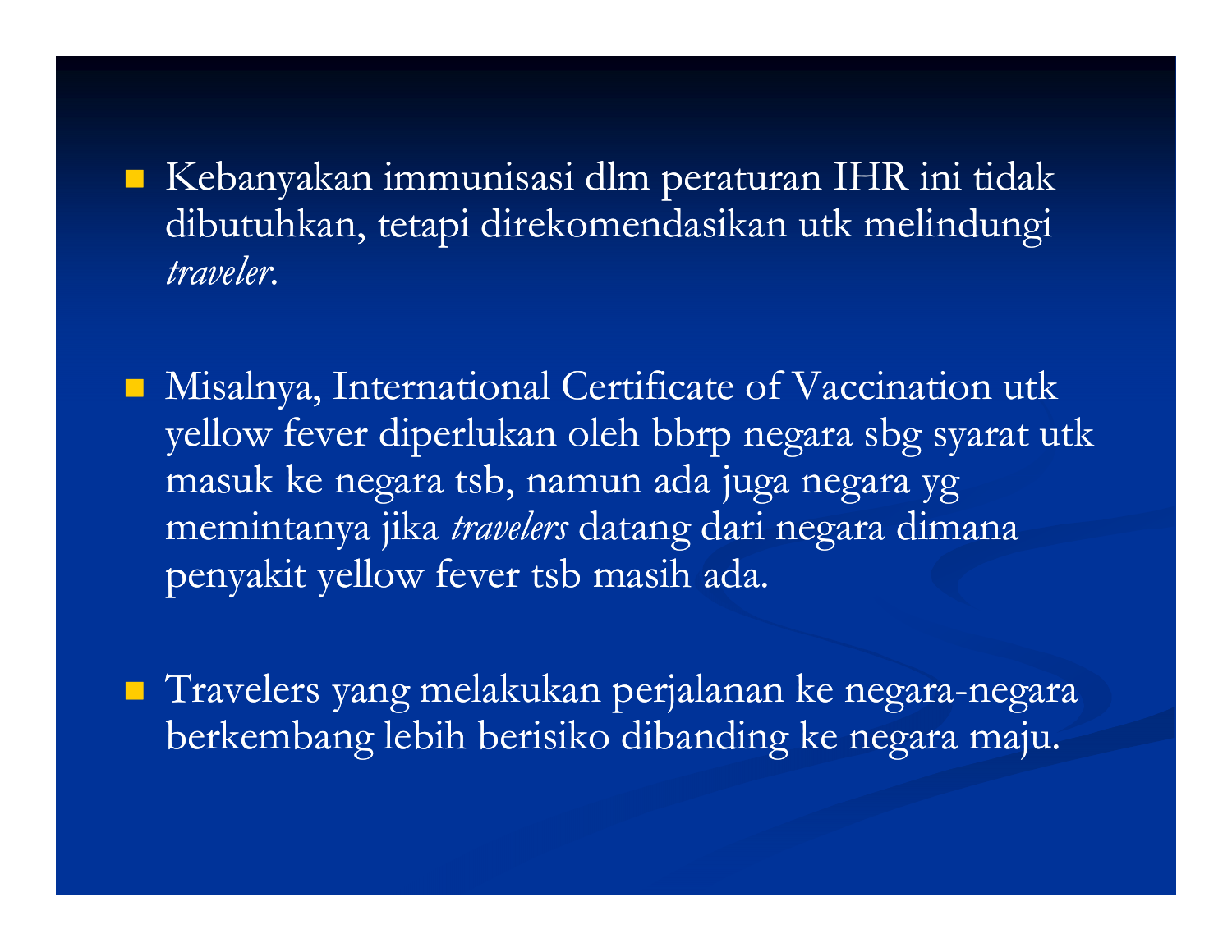- Kebanyakan immunisasi dlm peraturan IHR ini tidak dibutuhkan, tetapi direkomendasikan utk melindungi *traveler*.

- Misalnya, International Certificate of Vaccination utk yellow fever diperlukan oleh bbrp negara sbg syarat utk masuk ke negara tsb, namun ada juga negara yg memintanya jika *travelers* datang dari negara dimana penyakit yellow fever tsb masih ada.

- Travelers yang melakukan perjalanan ke negara-negara berkembang lebih berisiko dibanding ke negara maju.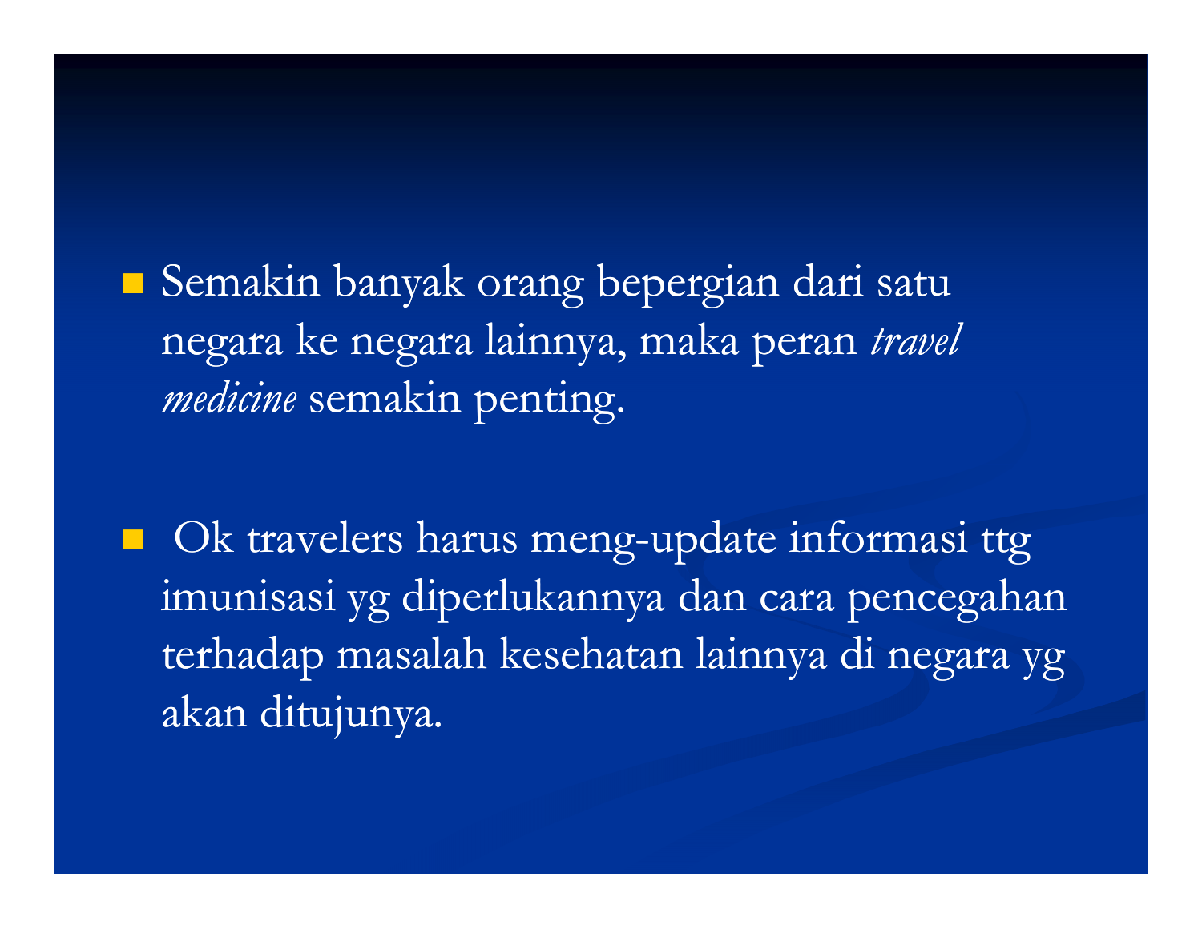- Semakin banyak orang bepergian dari satu negara ke negara lainnya, maka peran *travel medicine* semakin penting.

- Ok travelers harus meng-update informasi ttg imunisasi yg diperlukannya dan cara pencegahan terhadap masalah kesehatan lainnya di negara yg akan ditujunya.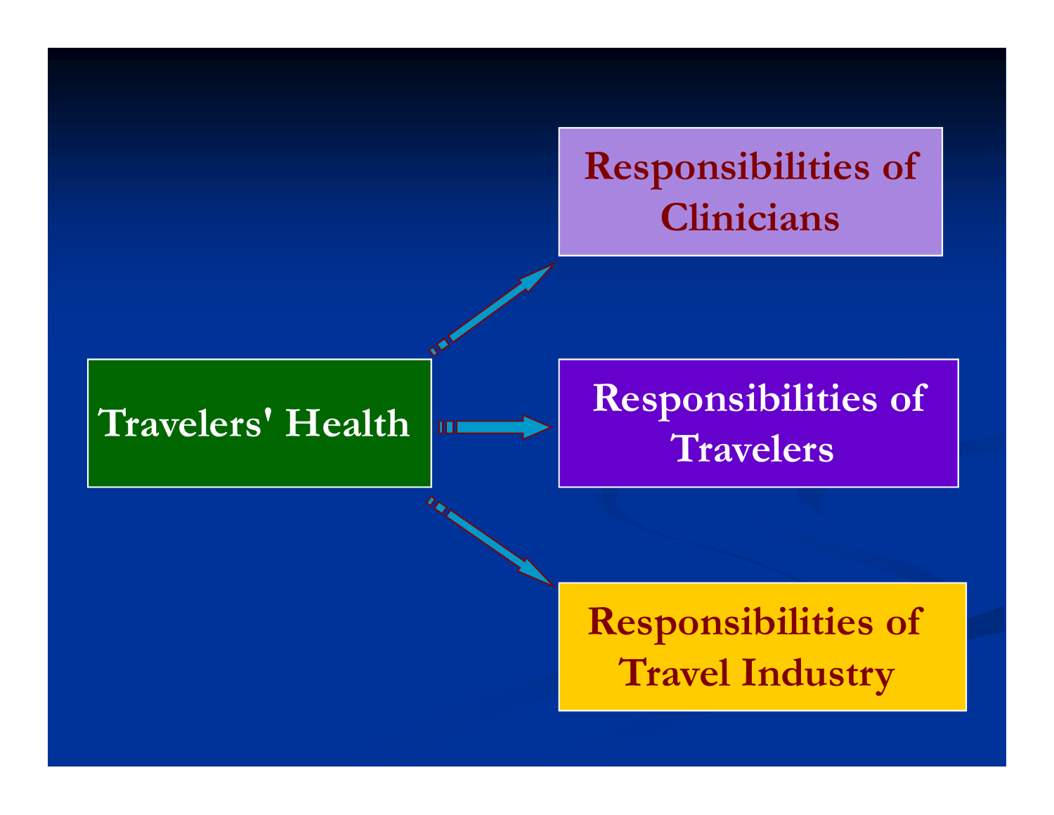Travelers' Health

- Responsibilities of Clinicians
- Responsibilities of Travelers
- Responsibilities of Travel Industry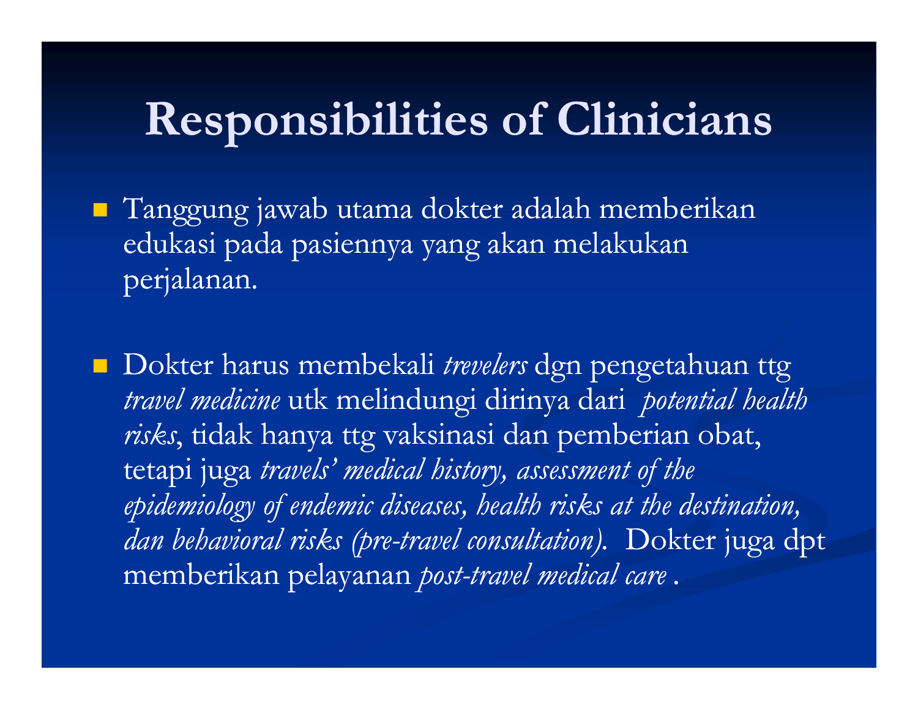# Responsibilities of Clinicians

- Tanggung jawab utama dokter adalah memberikan edukasi pada pasiennya yang akan melakukan perjalanan.

- Dokter harus membekali *trevelers* dgn pengetahuan ttg *travel medicine* utk melindungi dirinya dari *potential health risks*, tidak hanya ttg vaksinasi dan pemberian obat, tetapi juga *travels' medical history, assessment of the epidemiology of endemic diseases, health risks at the destination, dan behavioral risks (pre-travel consultation).* Dokter juga dpt memberikan pelayanan *post-travel medical care* .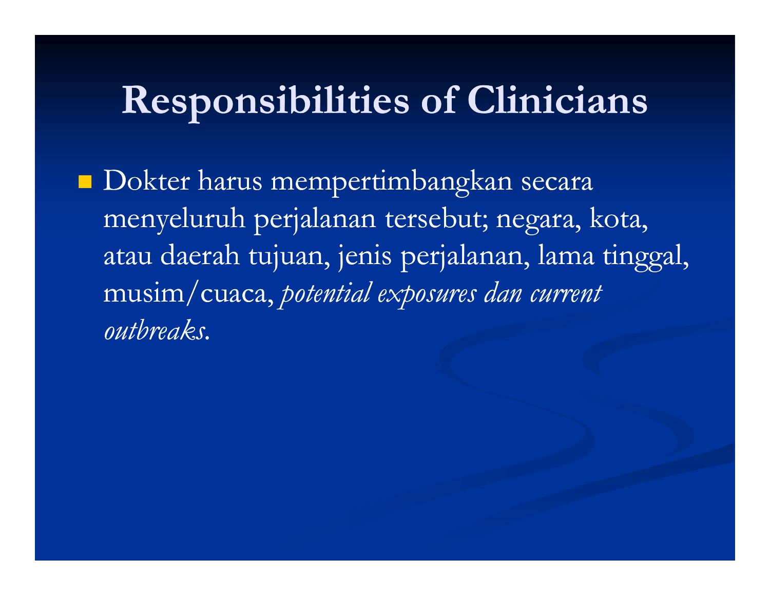# Responsibilities of Clinicians

- Dokter harus mempertimbangkan secara menyeluruh perjalanan tersebut; negara, kota, atau daerah tujuan, jenis perjalanan, lama tinggal, musim/cuaca, *potential exposures dan current outbreaks*.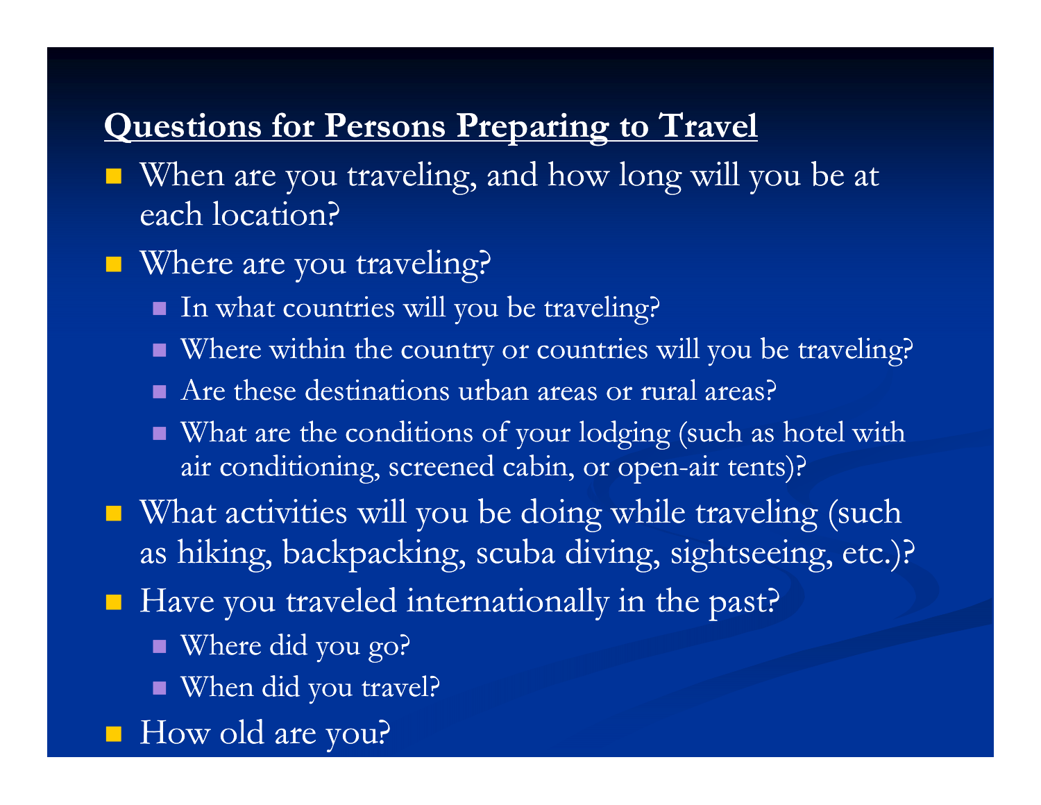## Questions for Persons Preparing to Travel

- When are you traveling, and how long will you be at each location?
- Where are you traveling?
  - In what countries will you be traveling?
  - Where within the country or countries will you be traveling?
  - Are these destinations urban areas or rural areas?
  - What are the conditions of your lodging (such as hotel with air conditioning, screened cabin, or open-air tents)?
- What activities will you be doing while traveling (such as hiking, backpacking, scuba diving, sightseeing, etc.)?
- Have you traveled internationally in the past?
  - Where did you go?
  - When did you travel?
- How old are you?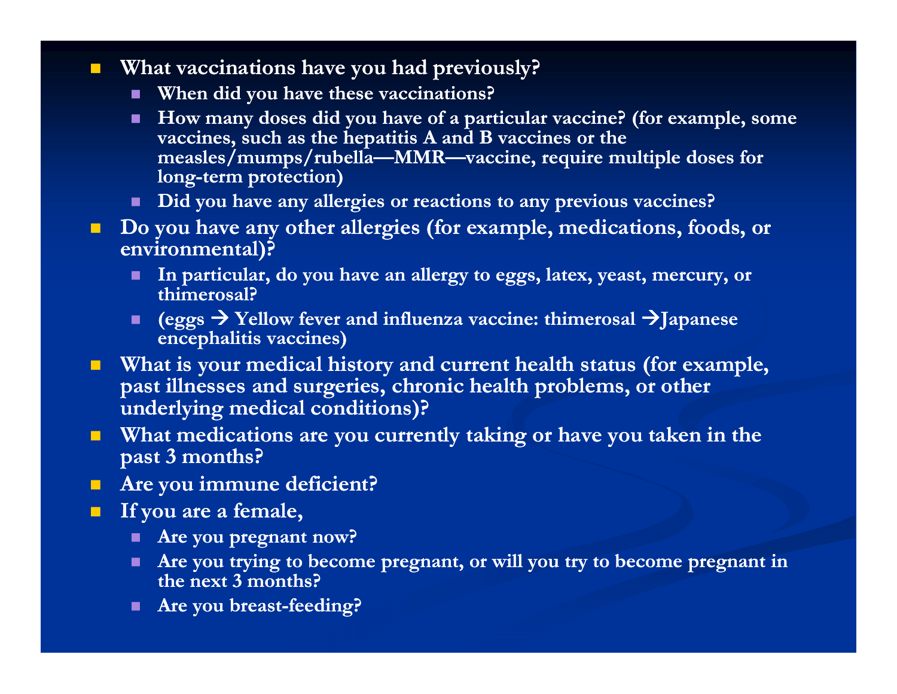- What vaccinations have you had previously?
  - When did you have these vaccinations?
  - How many doses did you have of a particular vaccine? (for example, some vaccines, such as the hepatitis A and B vaccines or the measles/mumps/rubella—MMR—vaccine, require multiple doses for long-term protection)
  - Did you have any allergies or reactions to any previous vaccines?
- Do you have any other allergies (for example, medications, foods, or environmental)?
  - In particular, do you have an allergy to eggs, latex, yeast, mercury, or thimerosal?
  - (eggs → Yellow fever and influenza vaccine: thimerosal →Japanese encephalitis vaccines)
- What is your medical history and current health status (for example, past illnesses and surgeries, chronic health problems, or other underlying medical conditions)?
- What medications are you currently taking or have you taken in the past 3 months?
- Are you immune deficient?
- If you are a female,
  - Are you pregnant now?
  - Are you trying to become pregnant, or will you try to become pregnant in the next 3 months?
  - Are you breast-feeding?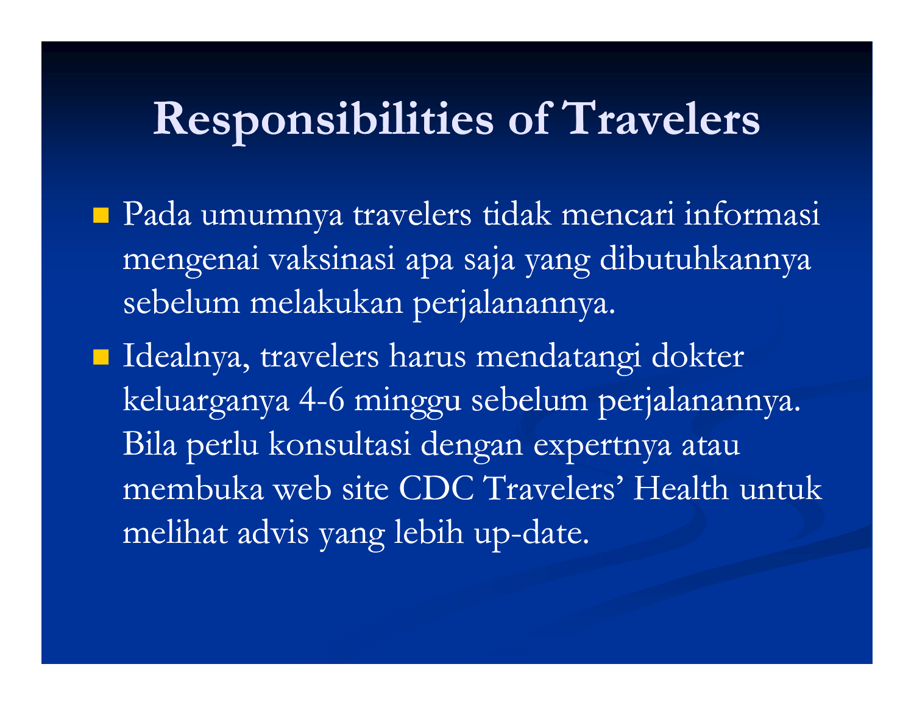# Responsibilities of Travelers

- Pada umumnya travelers tidak mencari informasi mengenai vaksinasi apa saja yang dibutuhkannya sebelum melakukan perjalanannya.
- Idealnya, travelers harus mendatangi dokter keluarganya 4-6 minggu sebelum perjalanannya. Bila perlu konsultasi dengan expertnya atau membuka web site CDC Travelers' Health untuk melihat advis yang lebih up-date.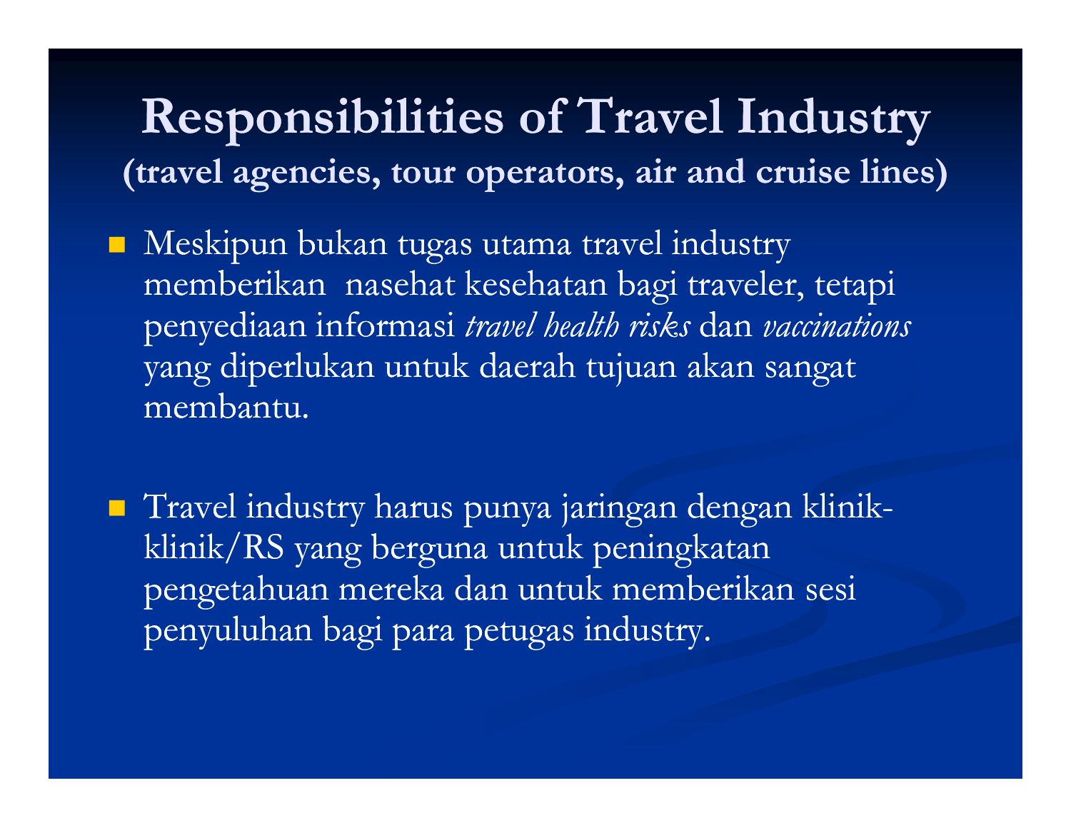# Responsibilities of Travel Industry

**(travel agencies, tour operators, air and cruise lines)**

- Meskipun bukan tugas utama travel industry memberikan nasehat kesehatan bagi traveler, tetapi penyediaan informasi *travel health risks* dan *vaccinations* yang diperlukan untuk daerah tujuan akan sangat membantu.

- Travel industry harus punya jaringan dengan klinik-klinik/RS yang berguna untuk peningkatan pengetahuan mereka dan untuk memberikan sesi penyuluhan bagi para petugas industry.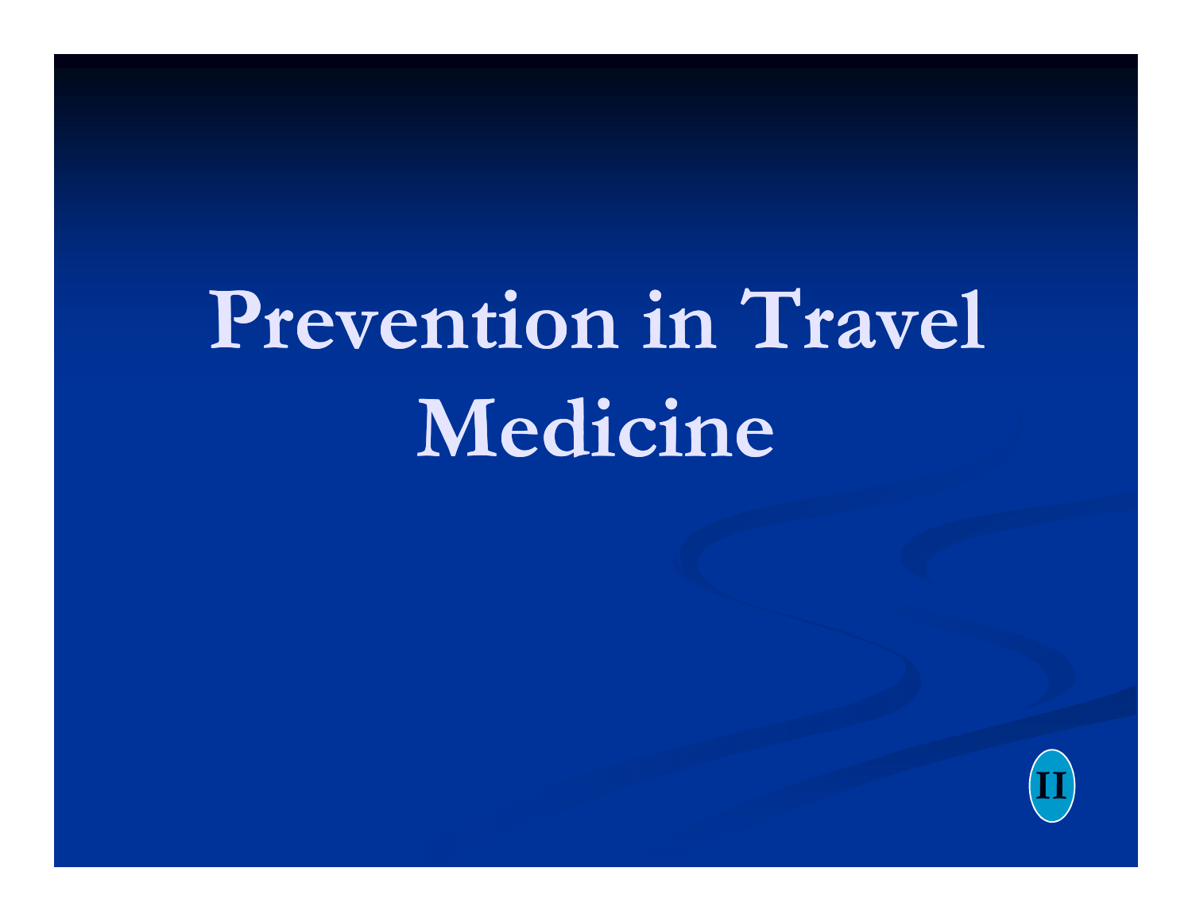# Prevention in Travel Medicine

II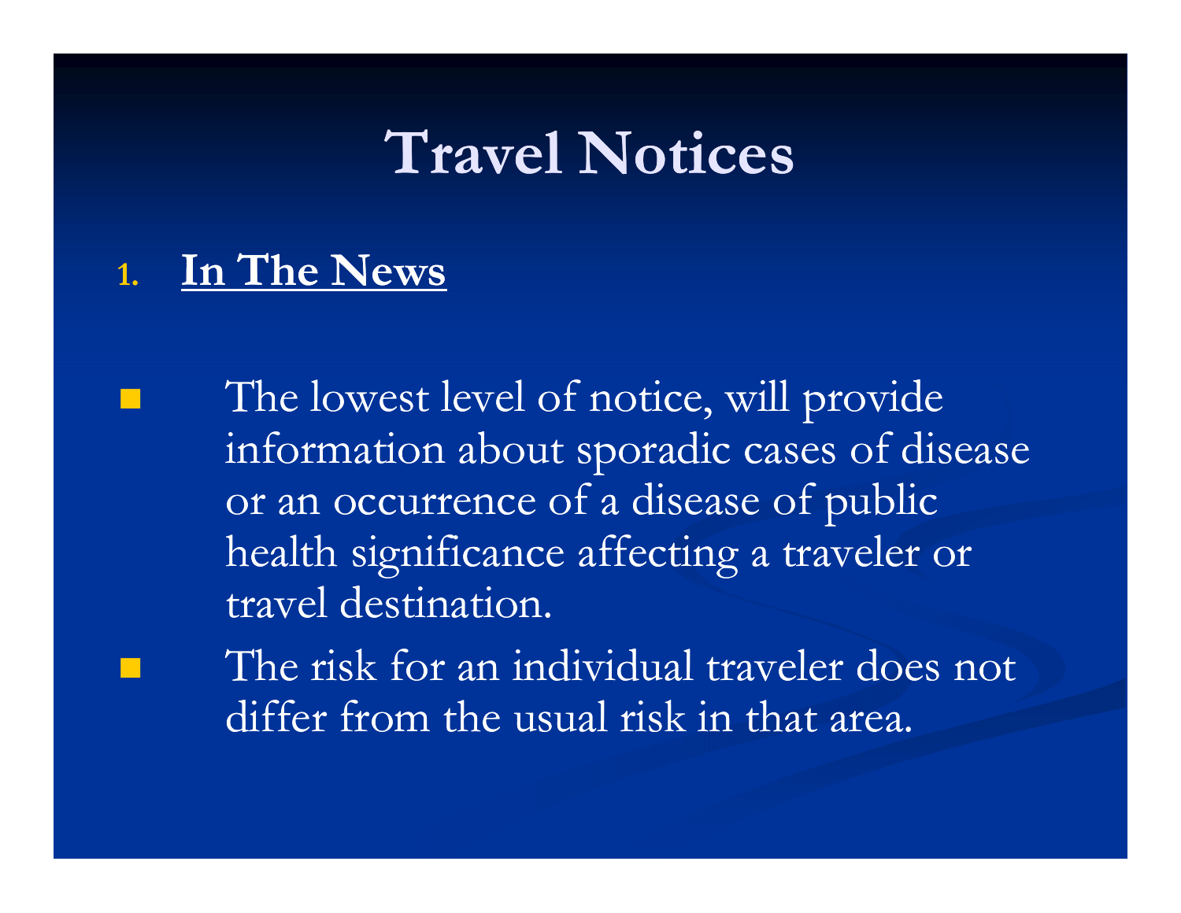# Travel Notices

1. **In The News**

- The lowest level of notice, will provide information about sporadic cases of disease or an occurrence of a disease of public health significance affecting a traveler or travel destination.
- The risk for an individual traveler does not differ from the usual risk in that area.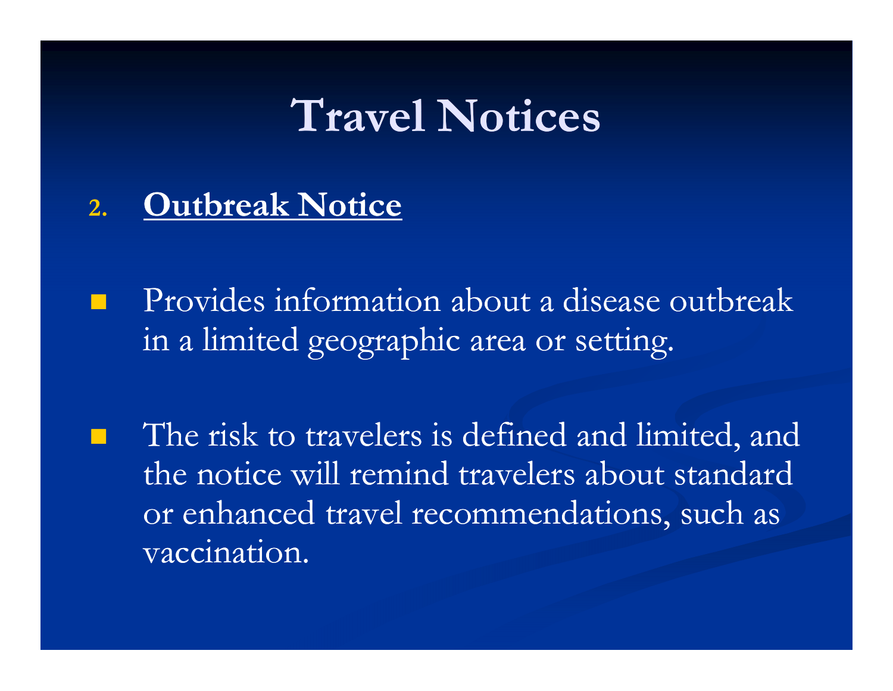# Travel Notices

2. **Outbreak Notice**

- Provides information about a disease outbreak in a limited geographic area or setting.

- The risk to travelers is defined and limited, and the notice will remind travelers about standard or enhanced travel recommendations, such as vaccination.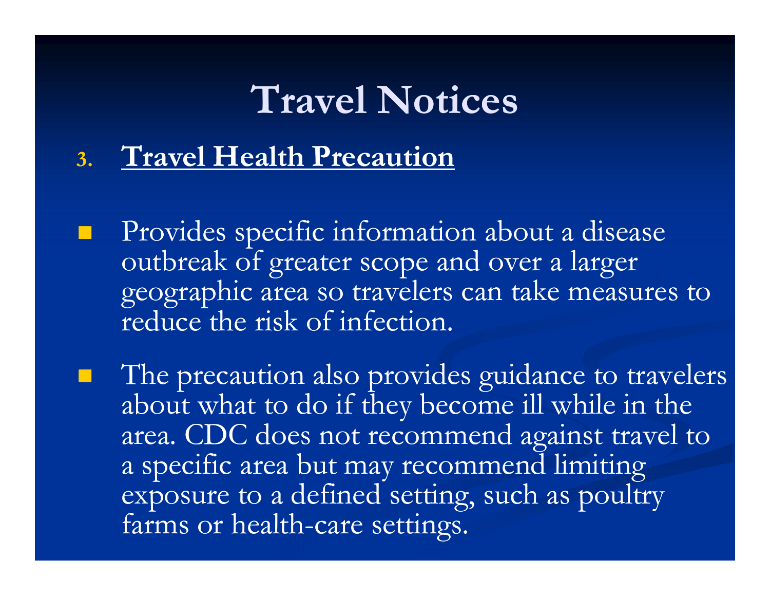# Travel Notices

3. **Travel Health Precaution**

- Provides specific information about a disease outbreak of greater scope and over a larger geographic area so travelers can take measures to reduce the risk of infection.
- The precaution also provides guidance to travelers about what to do if they become ill while in the area. CDC does not recommend against travel to a specific area but may recommend limiting exposure to a defined setting, such as poultry farms or health-care settings.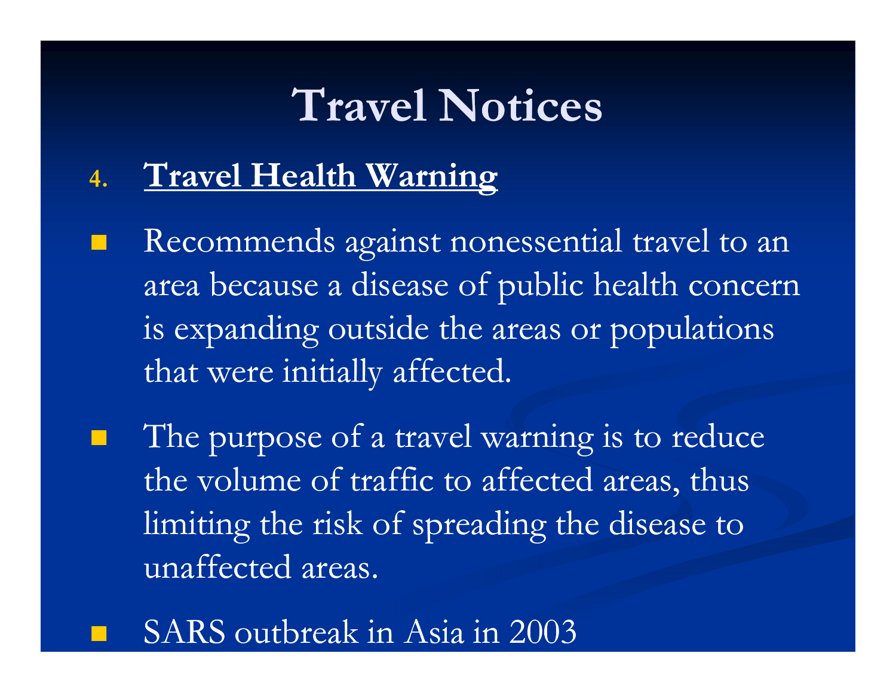# Travel Notices

4. **Travel Health Warning**

- Recommends against nonessential travel to an area because a disease of public health concern is expanding outside the areas or populations that were initially affected.
- The purpose of a travel warning is to reduce the volume of traffic to affected areas, thus limiting the risk of spreading the disease to unaffected areas.
- SARS outbreak in Asia in 2003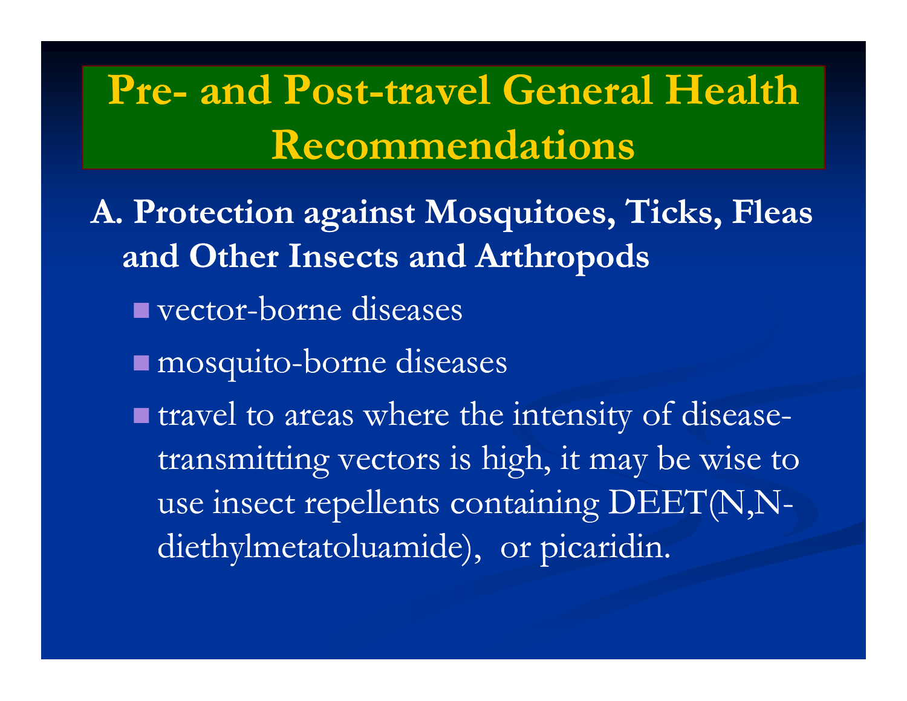# Pre- and Post-travel General Health Recommendations

**A. Protection against Mosquitoes, Ticks, Fleas and Other Insects and Arthropods**

- vector-borne diseases
- mosquito-borne diseases
- travel to areas where the intensity of disease-transmitting vectors is high, it may be wise to use insect repellents containing DEET(N,N-diethylmetatoluamide), or picaridin.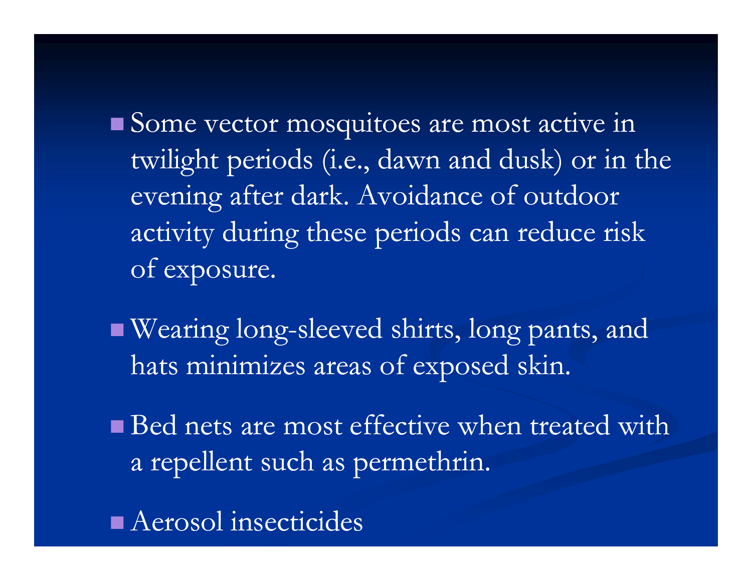- Some vector mosquitoes are most active in twilight periods (i.e., dawn and dusk) or in the evening after dark. Avoidance of outdoor activity during these periods can reduce risk of exposure.

- Wearing long-sleeved shirts, long pants, and hats minimizes areas of exposed skin.

- Bed nets are most effective when treated with a repellent such as permethrin.

- Aerosol insecticides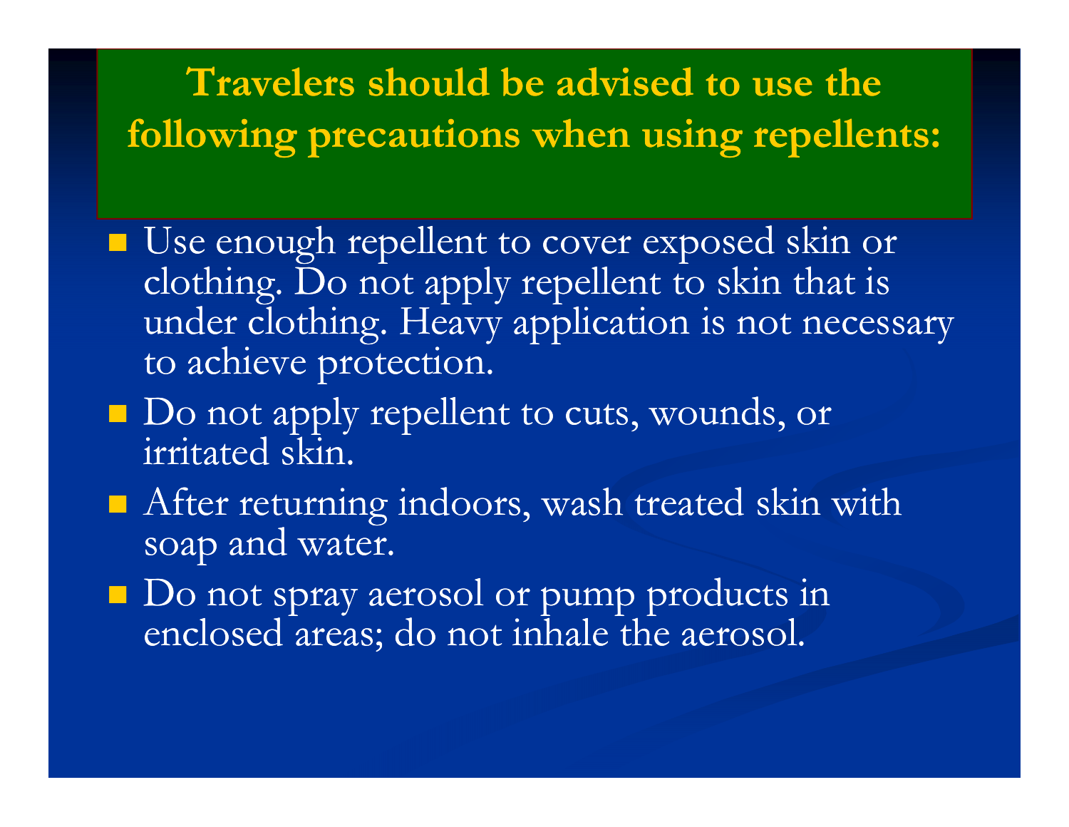## Travelers should be advised to use the following precautions when using repellents:

- Use enough repellent to cover exposed skin or clothing. Do not apply repellent to skin that is under clothing. Heavy application is not necessary to achieve protection.
- Do not apply repellent to cuts, wounds, or irritated skin.
- After returning indoors, wash treated skin with soap and water.
- Do not spray aerosol or pump products in enclosed areas; do not inhale the aerosol.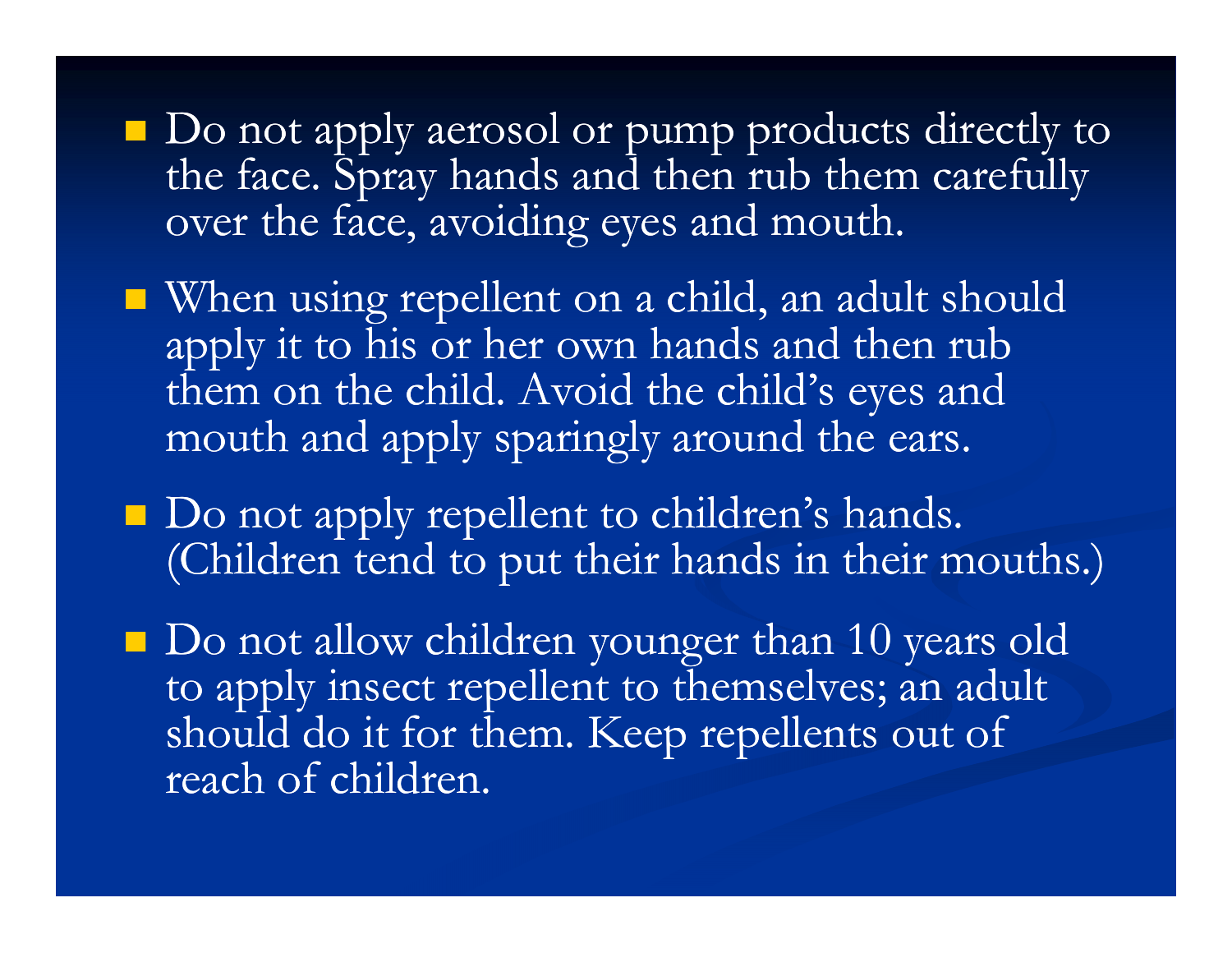- Do not apply aerosol or pump products directly to the face. Spray hands and then rub them carefully over the face, avoiding eyes and mouth.
- When using repellent on a child, an adult should apply it to his or her own hands and then rub them on the child. Avoid the child's eyes and mouth and apply sparingly around the ears.
- Do not apply repellent to children's hands. (Children tend to put their hands in their mouths.)
- Do not allow children younger than 10 years old to apply insect repellent to themselves; an adult should do it for them. Keep repellents out of reach of children.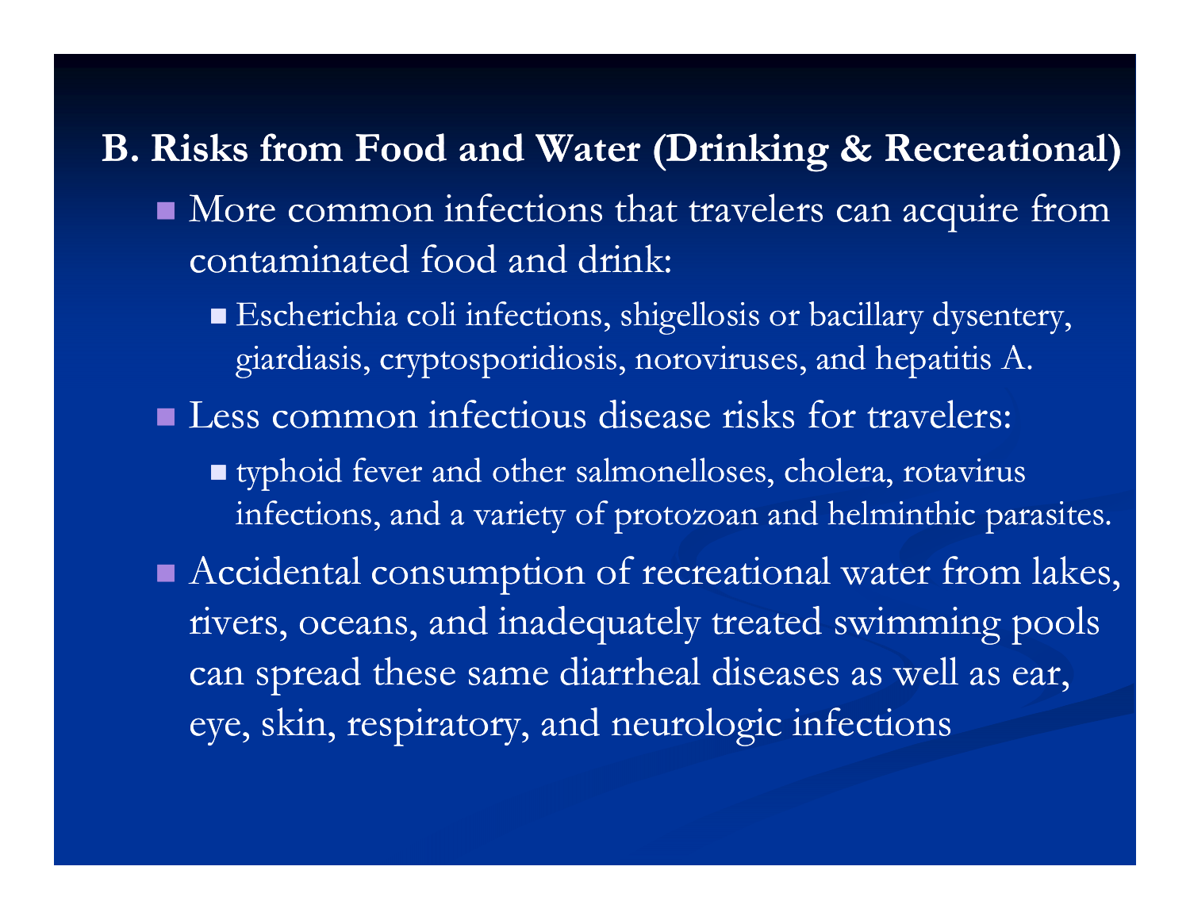## B. Risks from Food and Water (Drinking & Recreational)

- More common infections that travelers can acquire from contaminated food and drink:
  - Escherichia coli infections, shigellosis or bacillary dysentery, giardiasis, cryptosporidiosis, noroviruses, and hepatitis A.
- Less common infectious disease risks for travelers:
  - typhoid fever and other salmonelloses, cholera, rotavirus infections, and a variety of protozoan and helminthic parasites.
- Accidental consumption of recreational water from lakes, rivers, oceans, and inadequately treated swimming pools can spread these same diarrheal diseases as well as ear, eye, skin, respiratory, and neurologic infections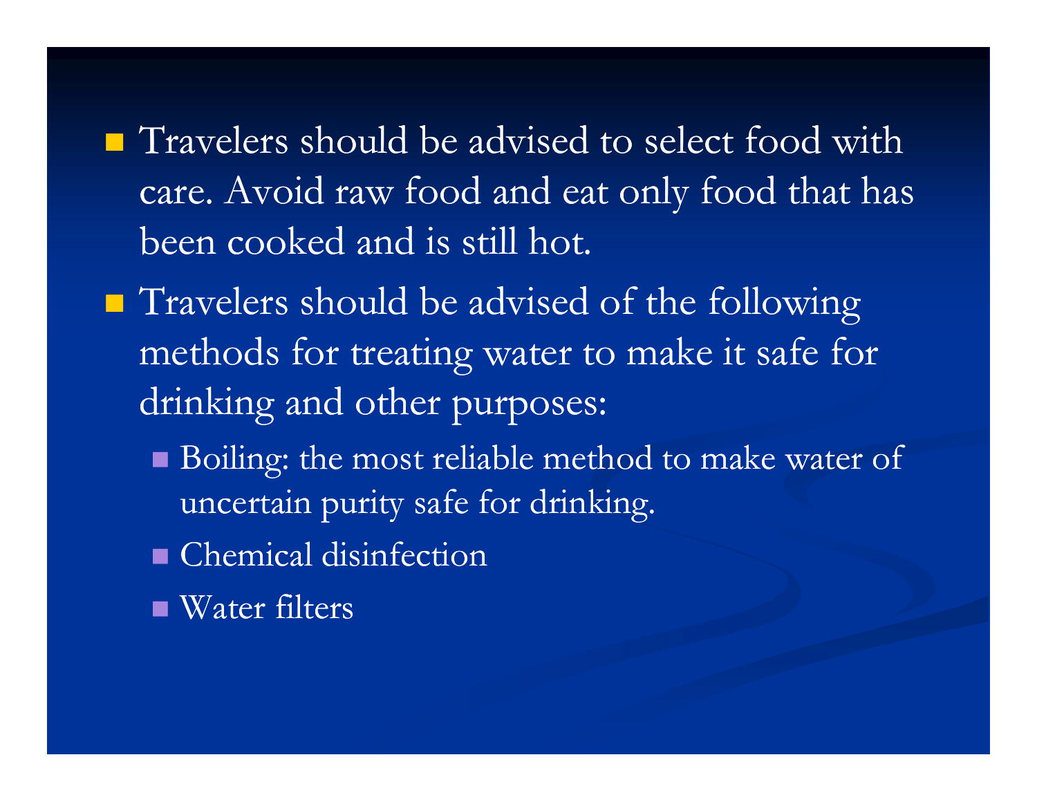- Travelers should be advised to select food with care. Avoid raw food and eat only food that has been cooked and is still hot.
- Travelers should be advised of the following methods for treating water to make it safe for drinking and other purposes:
  - Boiling: the most reliable method to make water of uncertain purity safe for drinking.
  - Chemical disinfection
  - Water filters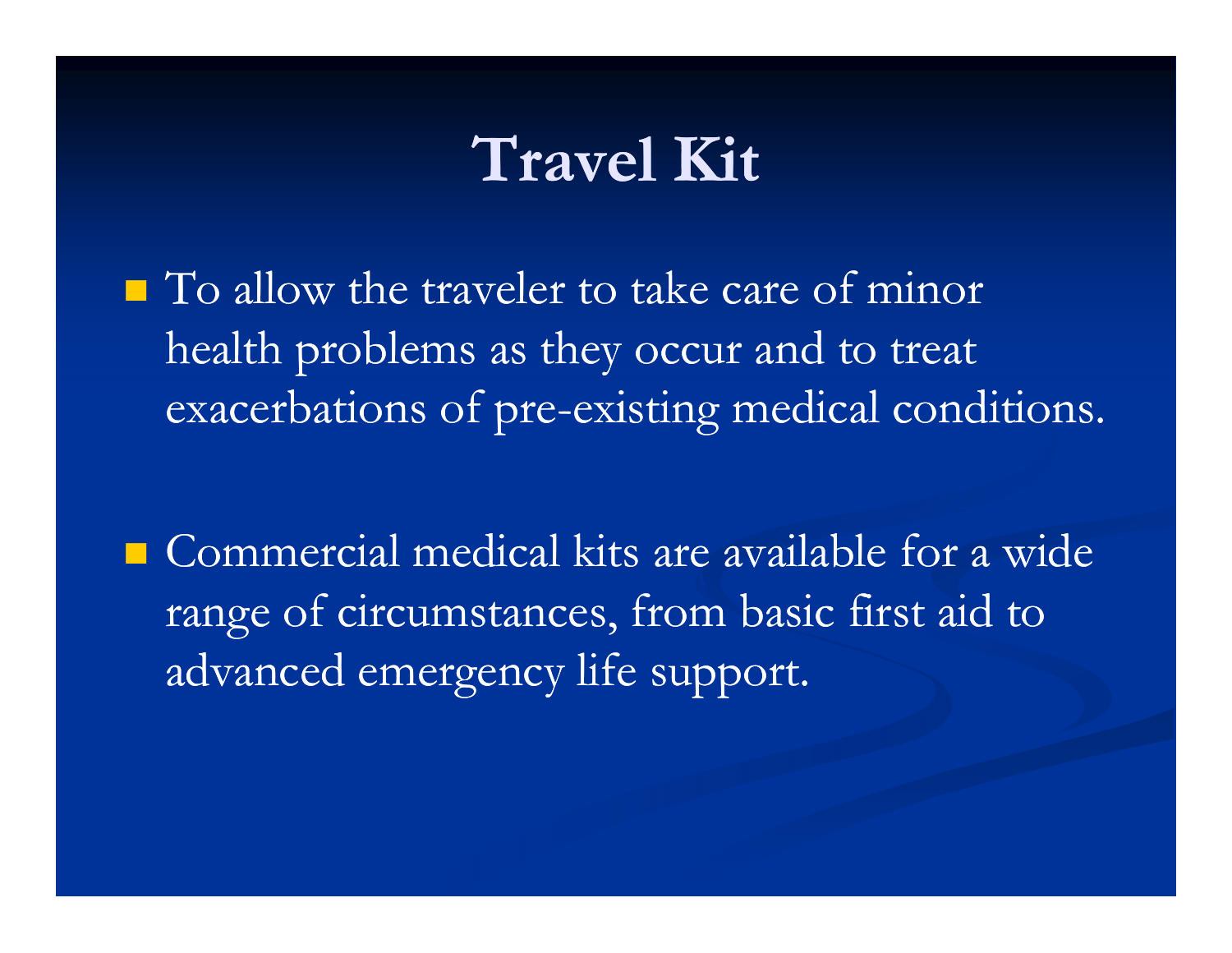# Travel Kit

- To allow the traveler to take care of minor health problems as they occur and to treat exacerbations of pre-existing medical conditions.

- Commercial medical kits are available for a wide range of circumstances, from basic first aid to advanced emergency life support.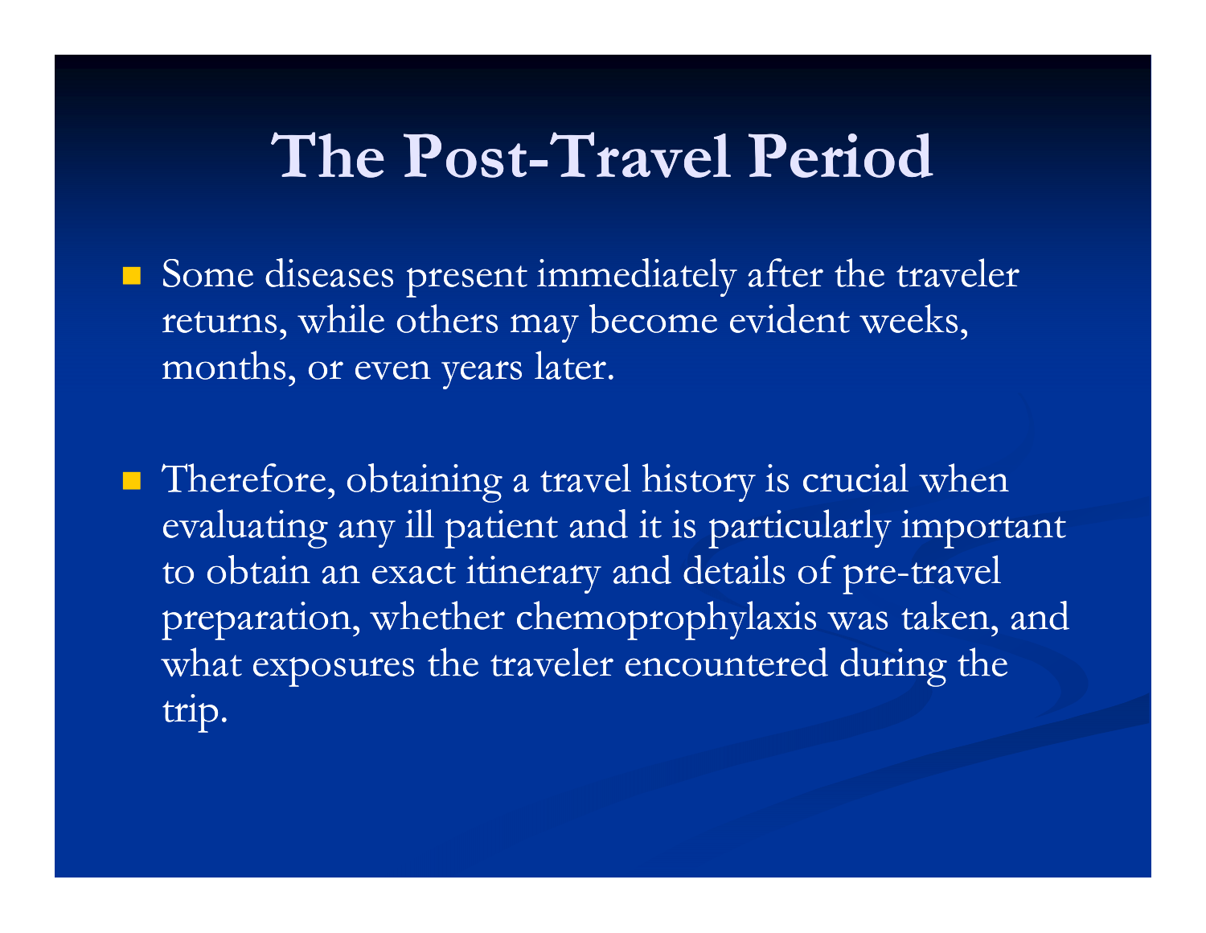# The Post-Travel Period

- Some diseases present immediately after the traveler returns, while others may become evident weeks, months, or even years later.

- Therefore, obtaining a travel history is crucial when evaluating any ill patient and it is particularly important to obtain an exact itinerary and details of pre-travel preparation, whether chemoprophylaxis was taken, and what exposures the traveler encountered during the trip.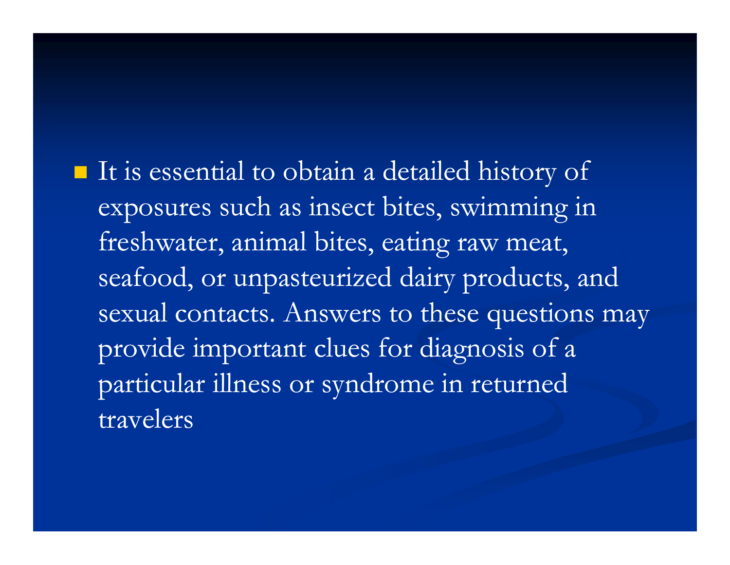- It is essential to obtain a detailed history of exposures such as insect bites, swimming in freshwater, animal bites, eating raw meat, seafood, or unpasteurized dairy products, and sexual contacts. Answers to these questions may provide important clues for diagnosis of a particular illness or syndrome in returned travelers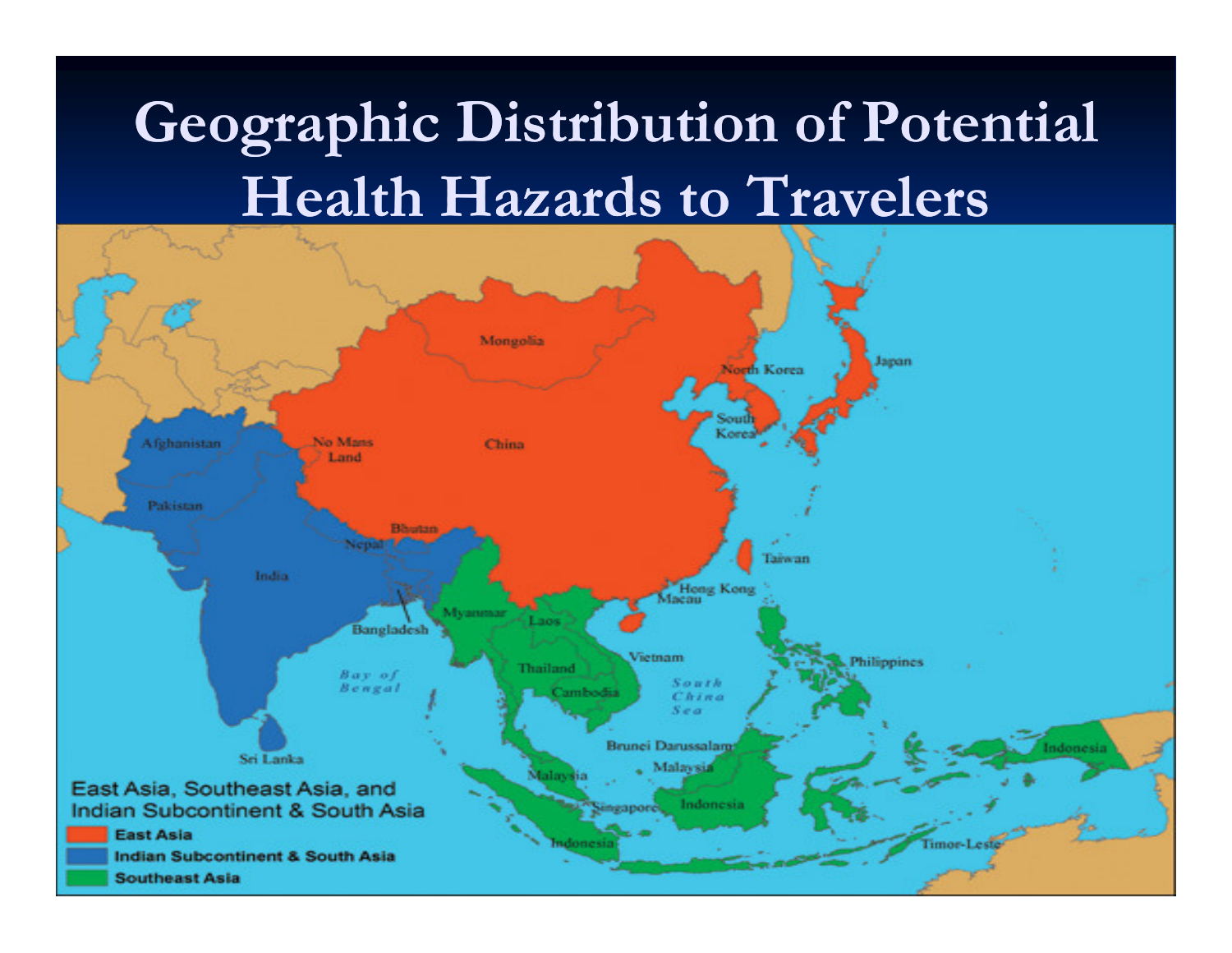# Geographic Distribution of Potential Health Hazards to Travelers

East Asia, Southeast Asia, and Indian Subcontinent & South Asia

- East Asia
- Indian Subcontinent & South Asia
- Southeast Asia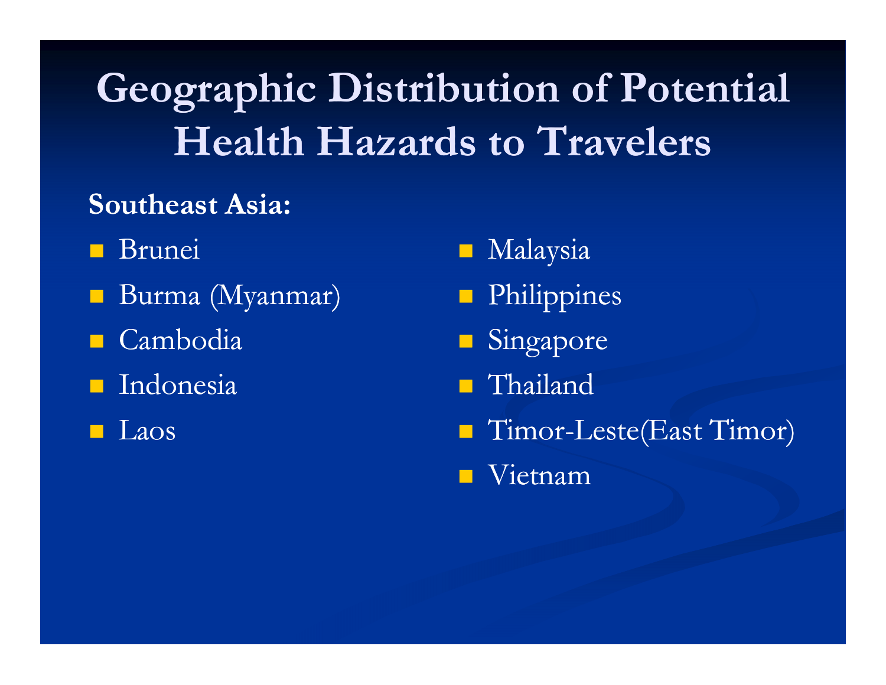# Geographic Distribution of Potential Health Hazards to Travelers

**Southeast Asia:**

- Brunei
- Burma (Myanmar)
- Cambodia
- Indonesia
- Laos
- Malaysia
- Philippines
- Singapore
- Thailand
- Timor-Leste(East Timor)
- Vietnam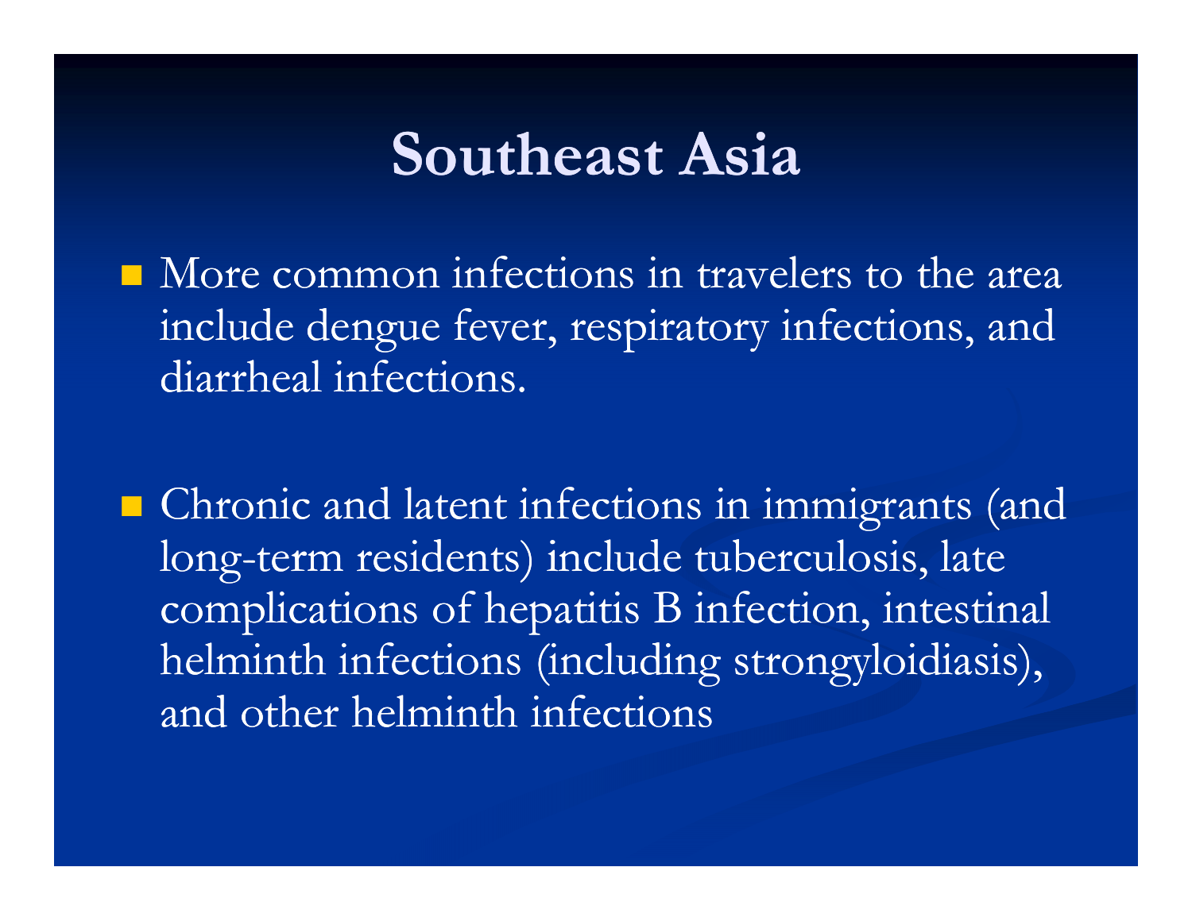# Southeast Asia

- More common infections in travelers to the area include dengue fever, respiratory infections, and diarrheal infections.

- Chronic and latent infections in immigrants (and long-term residents) include tuberculosis, late complications of hepatitis B infection, intestinal helminth infections (including strongyloidiasis), and other helminth infections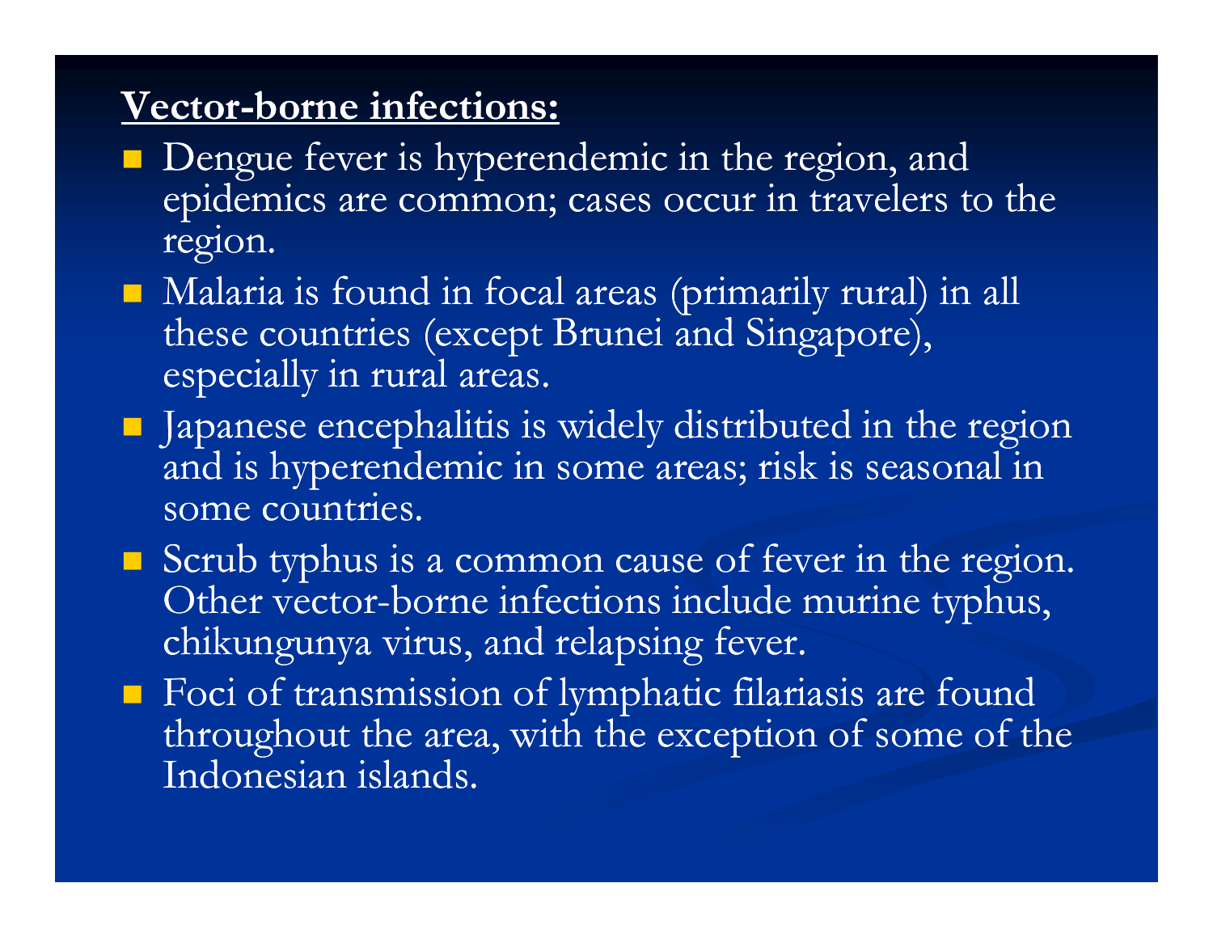**Vector-borne infections:**

- Dengue fever is hyperendemic in the region, and epidemics are common; cases occur in travelers to the region.
- Malaria is found in focal areas (primarily rural) in all these countries (except Brunei and Singapore), especially in rural areas.
- Japanese encephalitis is widely distributed in the region and is hyperendemic in some areas; risk is seasonal in some countries.
- Scrub typhus is a common cause of fever in the region. Other vector-borne infections include murine typhus, chikungunya virus, and relapsing fever.
- Foci of transmission of lymphatic filariasis are found throughout the area, with the exception of some of the Indonesian islands.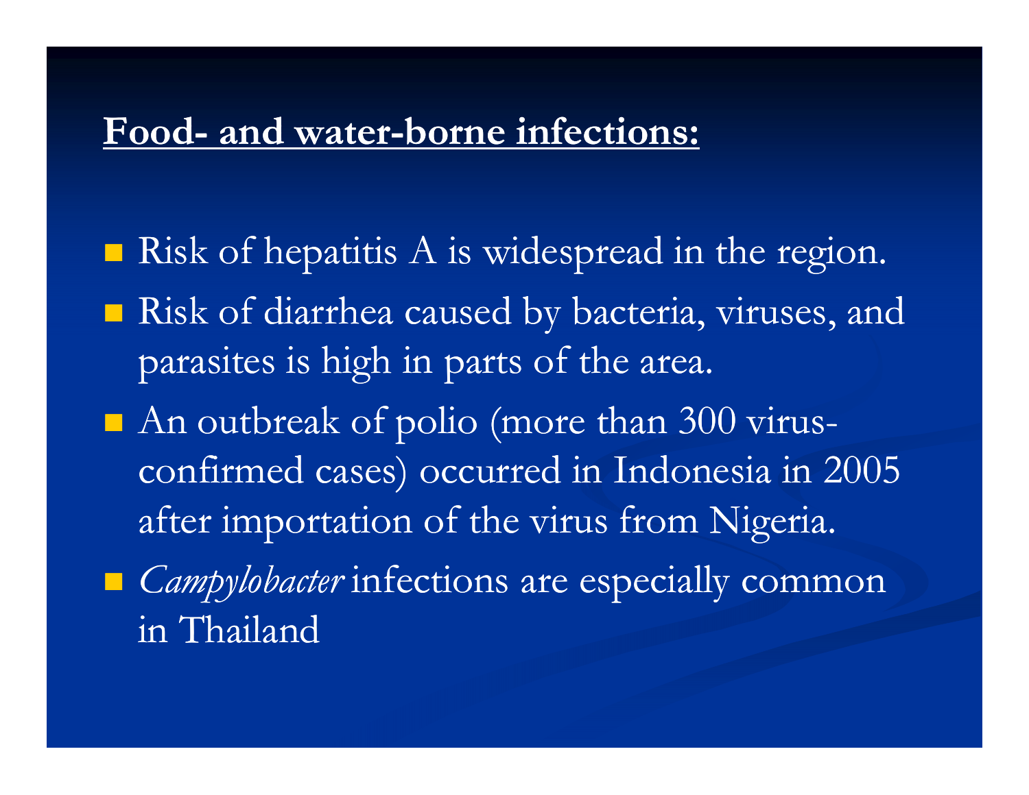## **Food- and water-borne infections:**

- Risk of hepatitis A is widespread in the region.
- Risk of diarrhea caused by bacteria, viruses, and parasites is high in parts of the area.
- An outbreak of polio (more than 300 virus-confirmed cases) occurred in Indonesia in 2005 after importation of the virus from Nigeria.
- *Campylobacter* infections are especially common in Thailand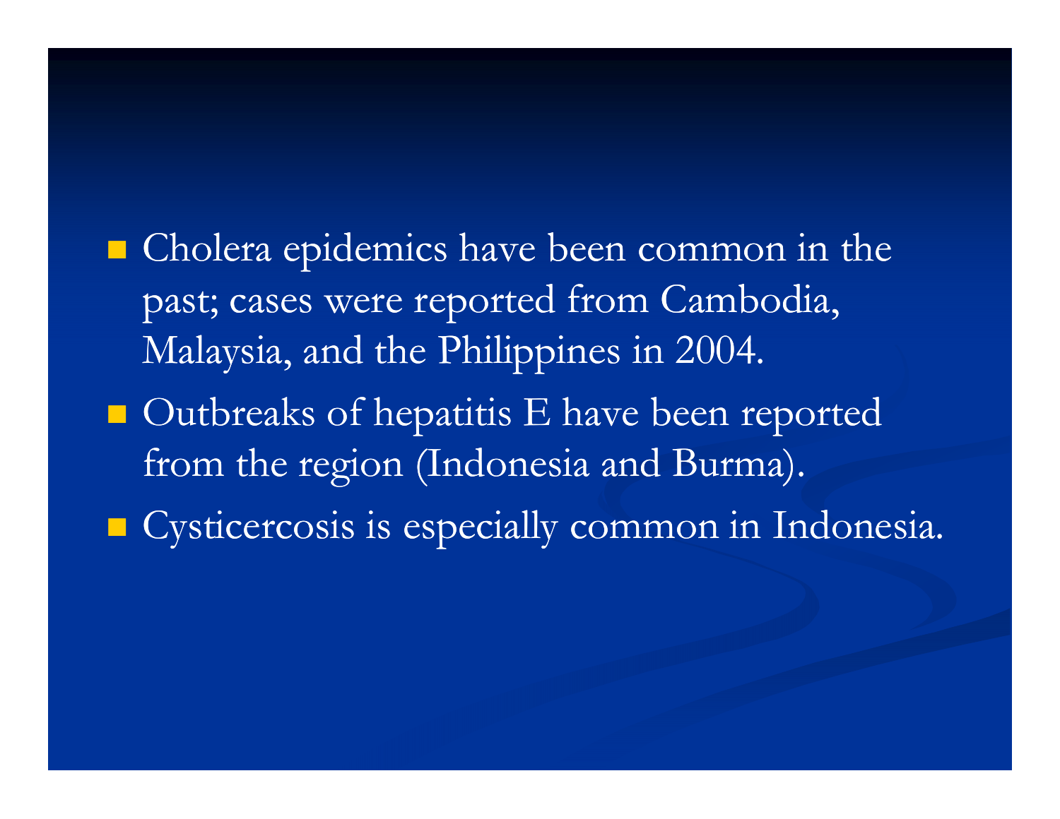- Cholera epidemics have been common in the past; cases were reported from Cambodia, Malaysia, and the Philippines in 2004.
- Outbreaks of hepatitis E have been reported from the region (Indonesia and Burma).
- Cysticercosis is especially common in Indonesia.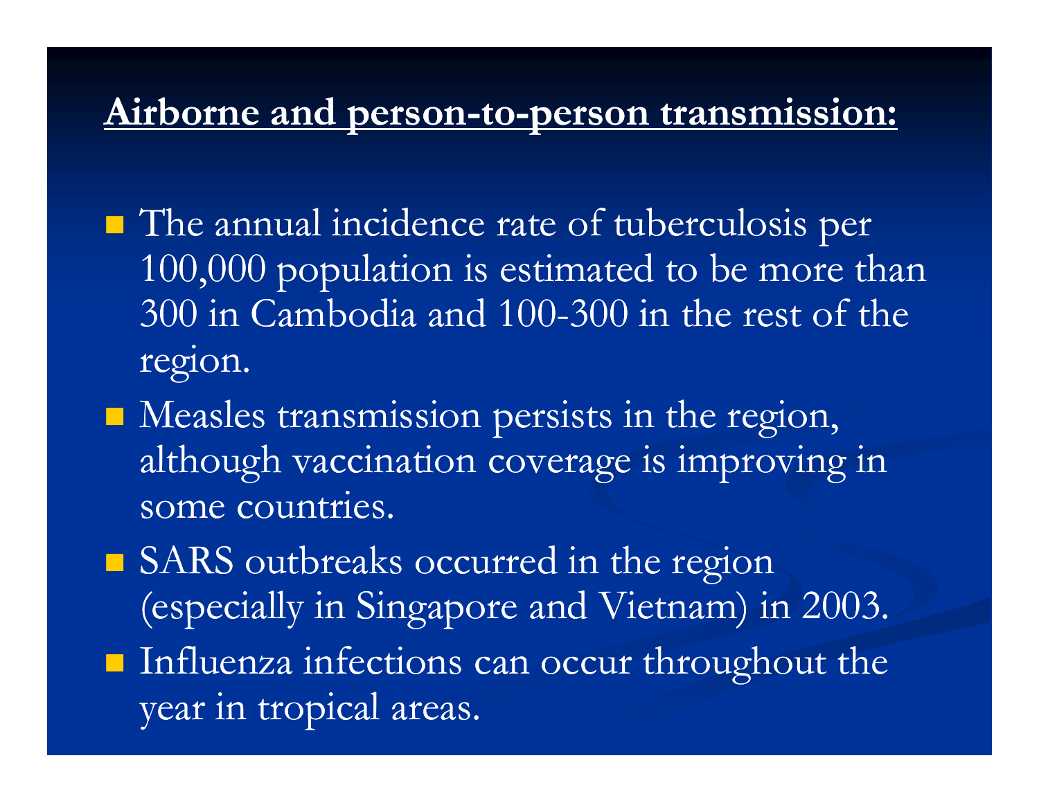## Airborne and person-to-person transmission:

- The annual incidence rate of tuberculosis per 100,000 population is estimated to be more than 300 in Cambodia and 100-300 in the rest of the region.
- Measles transmission persists in the region, although vaccination coverage is improving in some countries.
- SARS outbreaks occurred in the region (especially in Singapore and Vietnam) in 2003.
- Influenza infections can occur throughout the year in tropical areas.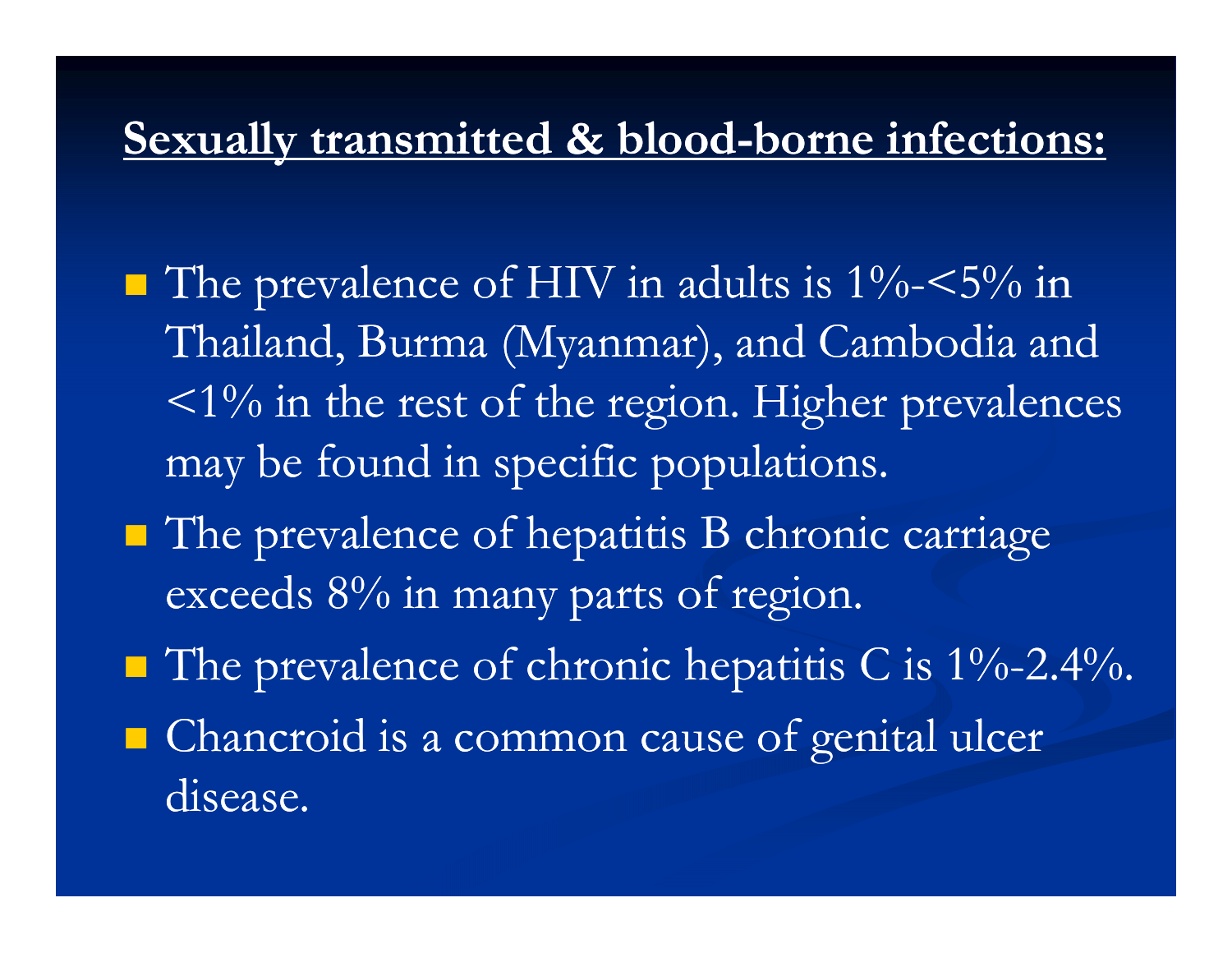## Sexually transmitted & blood-borne infections:

- The prevalence of HIV in adults is 1%-<5% in Thailand, Burma (Myanmar), and Cambodia and <1% in the rest of the region. Higher prevalences may be found in specific populations.
- The prevalence of hepatitis B chronic carriage exceeds 8% in many parts of region.
- The prevalence of chronic hepatitis C is 1%-2.4%.
- Chancroid is a common cause of genital ulcer disease.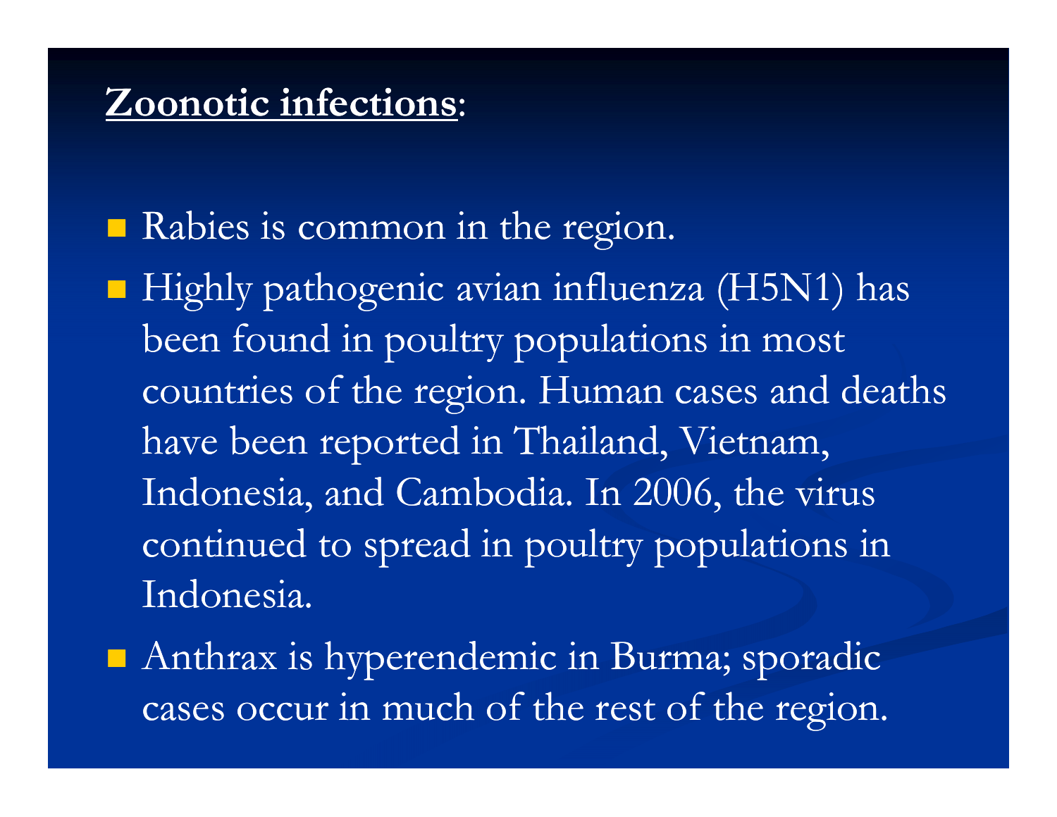## Zoonotic infections:

- Rabies is common in the region.
- Highly pathogenic avian influenza (H5N1) has been found in poultry populations in most countries of the region. Human cases and deaths have been reported in Thailand, Vietnam, Indonesia, and Cambodia. In 2006, the virus continued to spread in poultry populations in Indonesia.
- Anthrax is hyperendemic in Burma; sporadic cases occur in much of the rest of the region.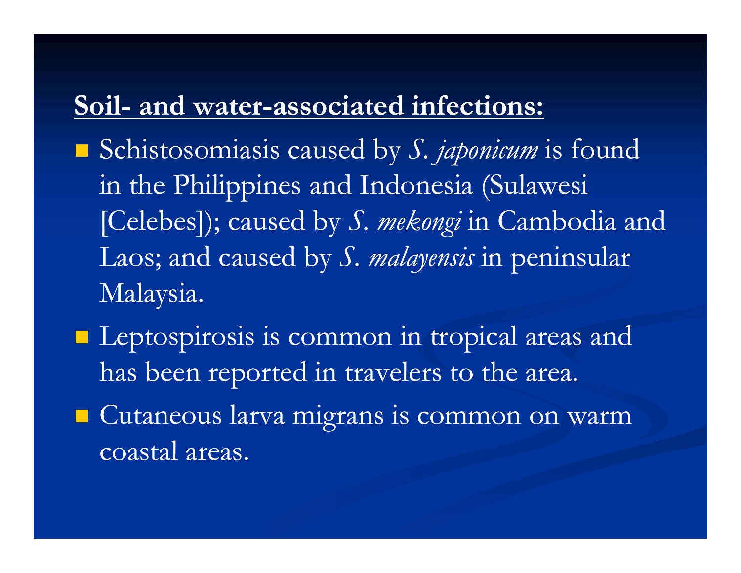## **Soil- and water-associated infections:**

- Schistosomiasis caused by *S. japonicum* is found in the Philippines and Indonesia (Sulawesi [Celebes]); caused by *S. mekongi* in Cambodia and Laos; and caused by *S. malayensis* in peninsular Malaysia.
- Leptospirosis is common in tropical areas and has been reported in travelers to the area.
- Cutaneous larva migrans is common on warm coastal areas.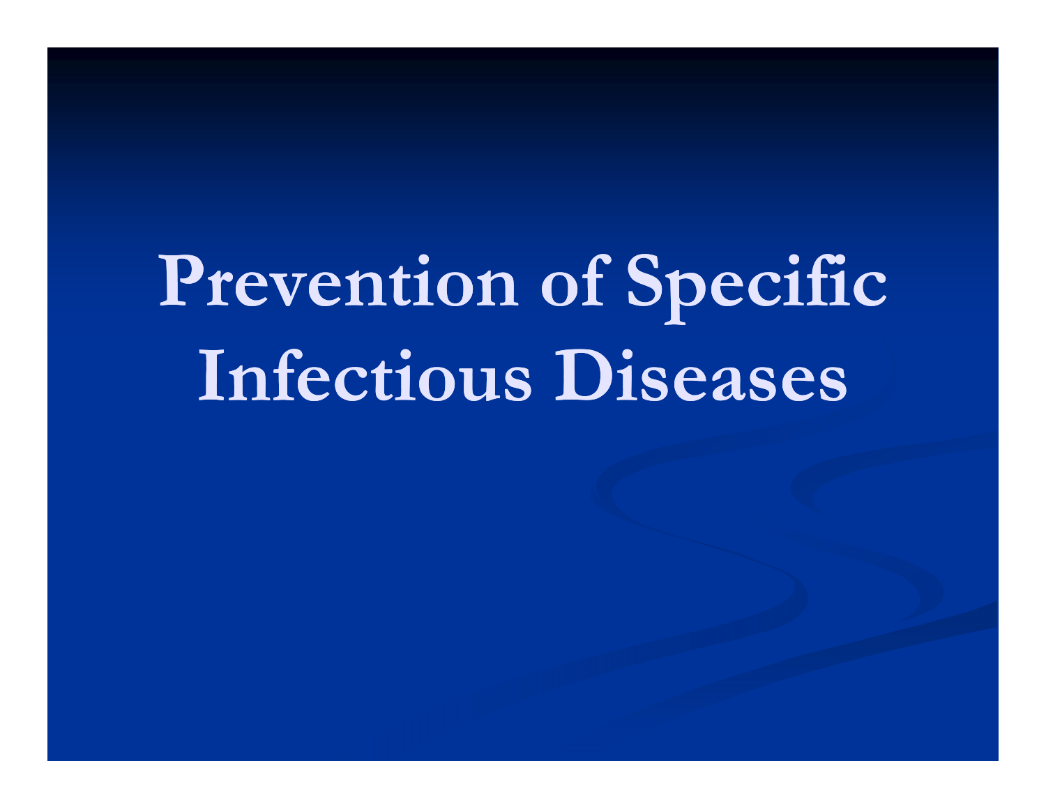# Prevention of Specific Infectious Diseases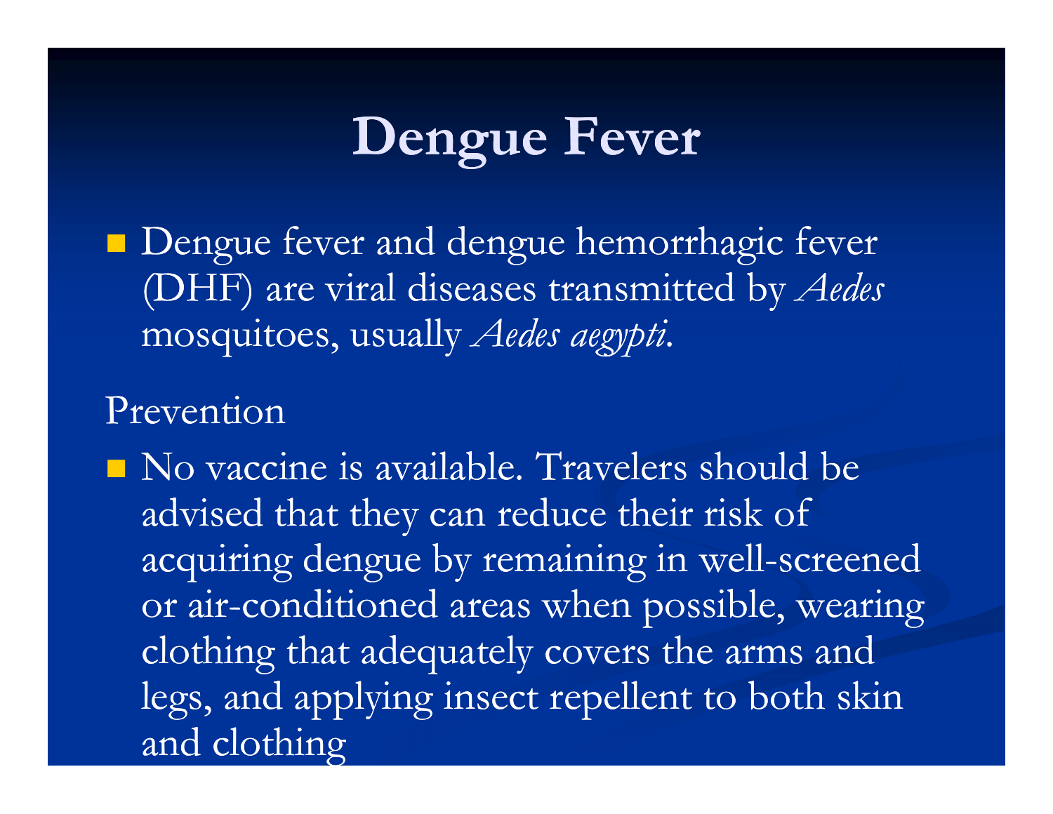# Dengue Fever

- Dengue fever and dengue hemorrhagic fever (DHF) are viral diseases transmitted by *Aedes* mosquitoes, usually *Aedes aegypti*.

Prevention

- No vaccine is available. Travelers should be advised that they can reduce their risk of acquiring dengue by remaining in well-screened or air-conditioned areas when possible, wearing clothing that adequately covers the arms and legs, and applying insect repellent to both skin and clothing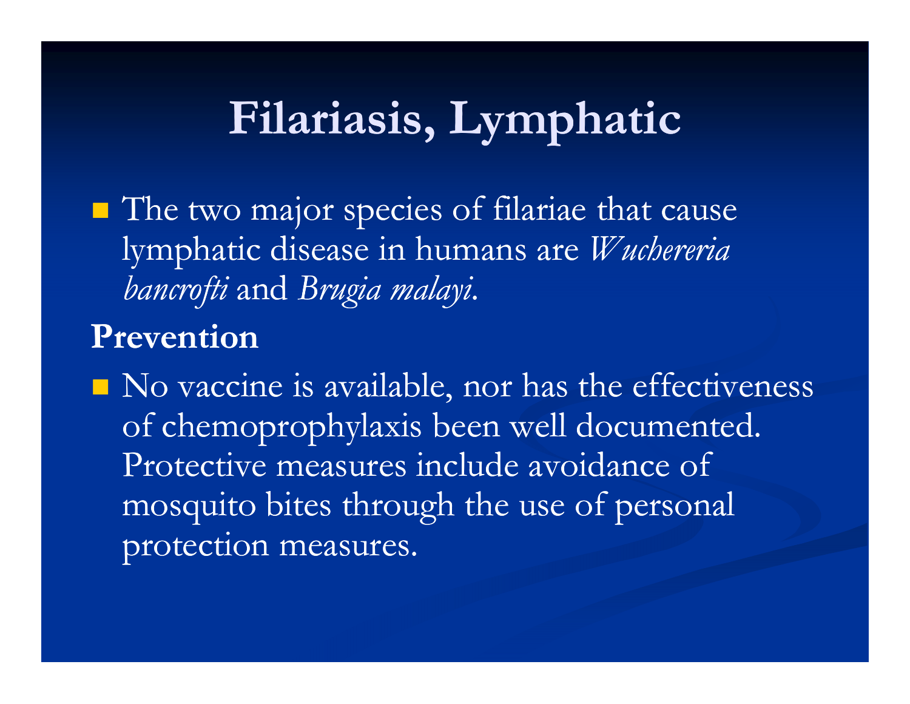# Filariasis, Lymphatic

- The two major species of filariae that cause lymphatic disease in humans are *Wuchereria bancrofti* and *Brugia malayi*.

**Prevention**

- No vaccine is available, nor has the effectiveness of chemoprophylaxis been well documented. Protective measures include avoidance of mosquito bites through the use of personal protection measures.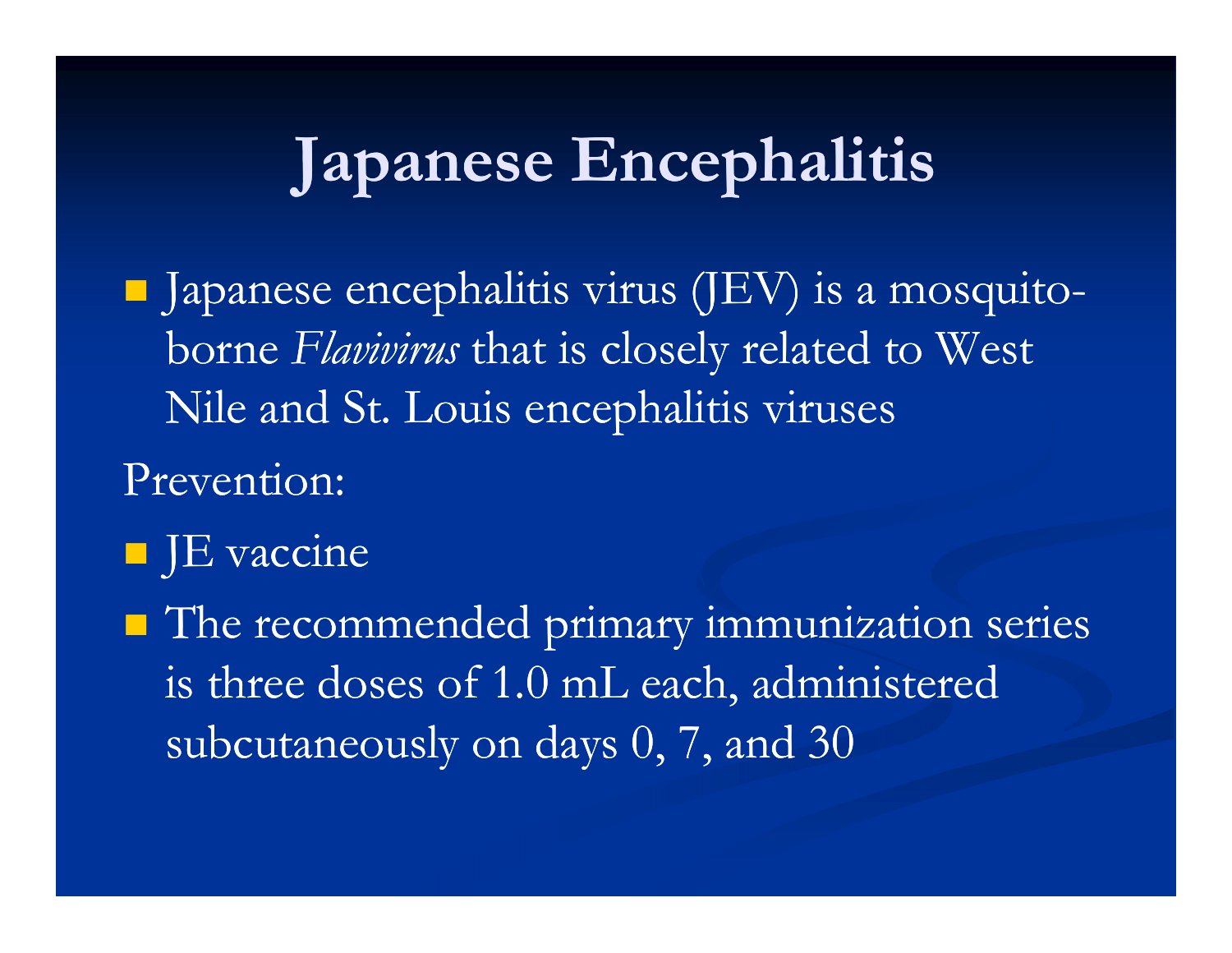# Japanese Encephalitis

- Japanese encephalitis virus (JEV) is a mosquito-borne *Flavivirus* that is closely related to West Nile and St. Louis encephalitis viruses

Prevention:

- JE vaccine
- The recommended primary immunization series is three doses of 1.0 mL each, administered subcutaneously on days 0, 7, and 30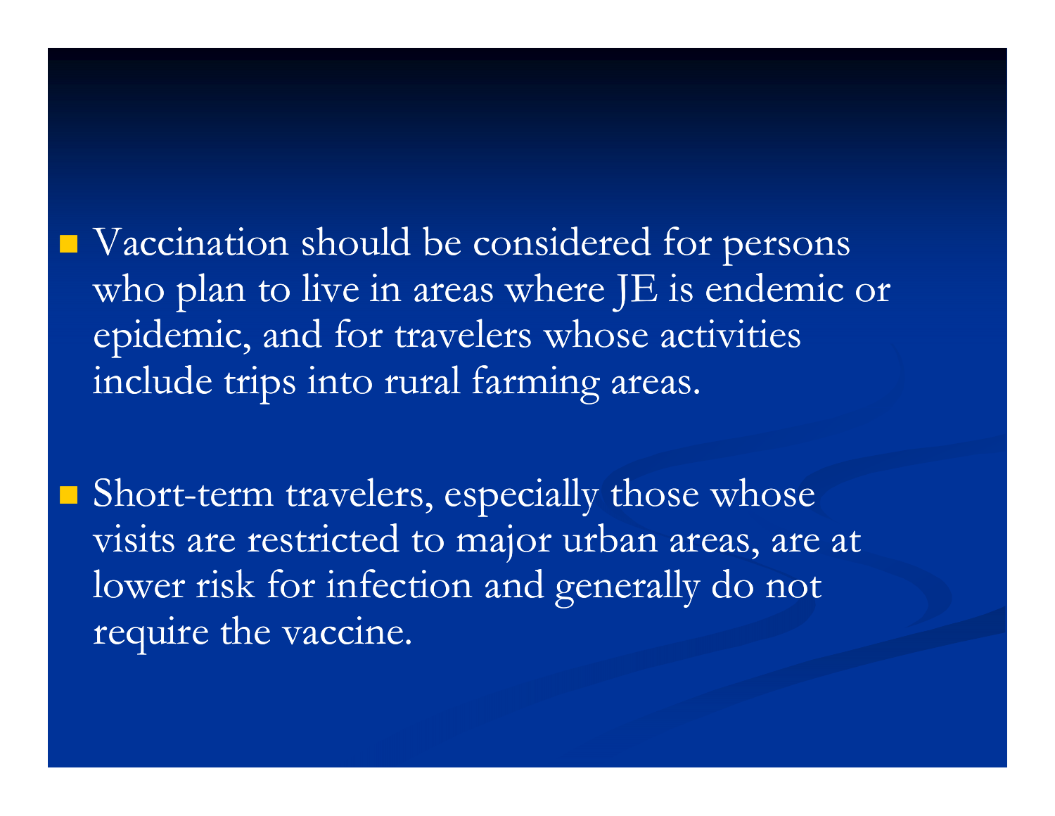- Vaccination should be considered for persons who plan to live in areas where JE is endemic or epidemic, and for travelers whose activities include trips into rural farming areas.

- Short-term travelers, especially those whose visits are restricted to major urban areas, are at lower risk for infection and generally do not require the vaccine.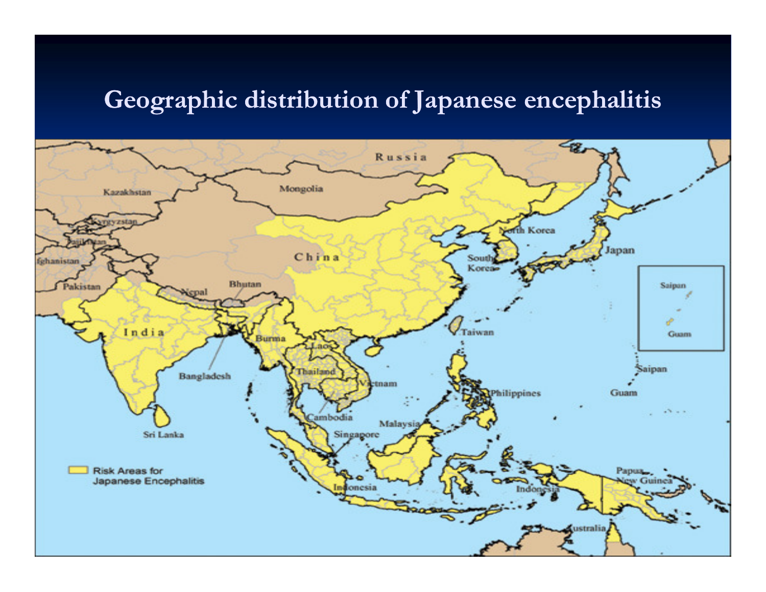# Geographic distribution of Japanese encephalitis

Risk Areas for Japanese Encephalitis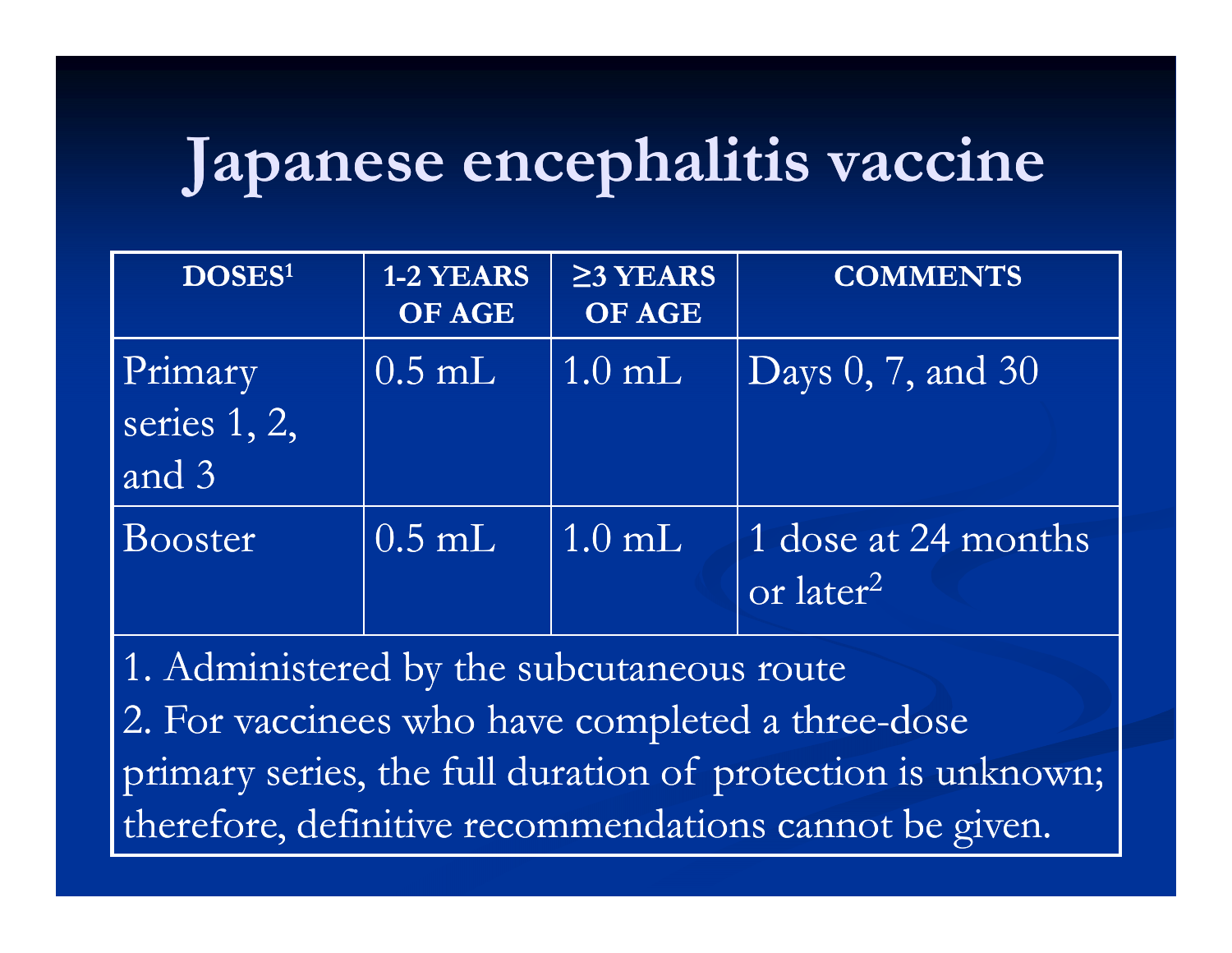# Japanese encephalitis vaccine

| DOSES[1] | 1-2 YEARS OF AGE | ≥3 YEARS OF AGE | COMMENTS |
|---|---|---|---|
| Primary series 1, 2, and 3 | 0.5 mL | 1.0 mL | Days 0, 7, and 30 |
| Booster | 0.5 mL | 1.0 mL | 1 dose at 24 months or later[2] |

1. Administered by the subcutaneous route
2. For vaccinees who have completed a three-dose primary series, the full duration of protection is unknown; therefore, definitive recommendations cannot be given.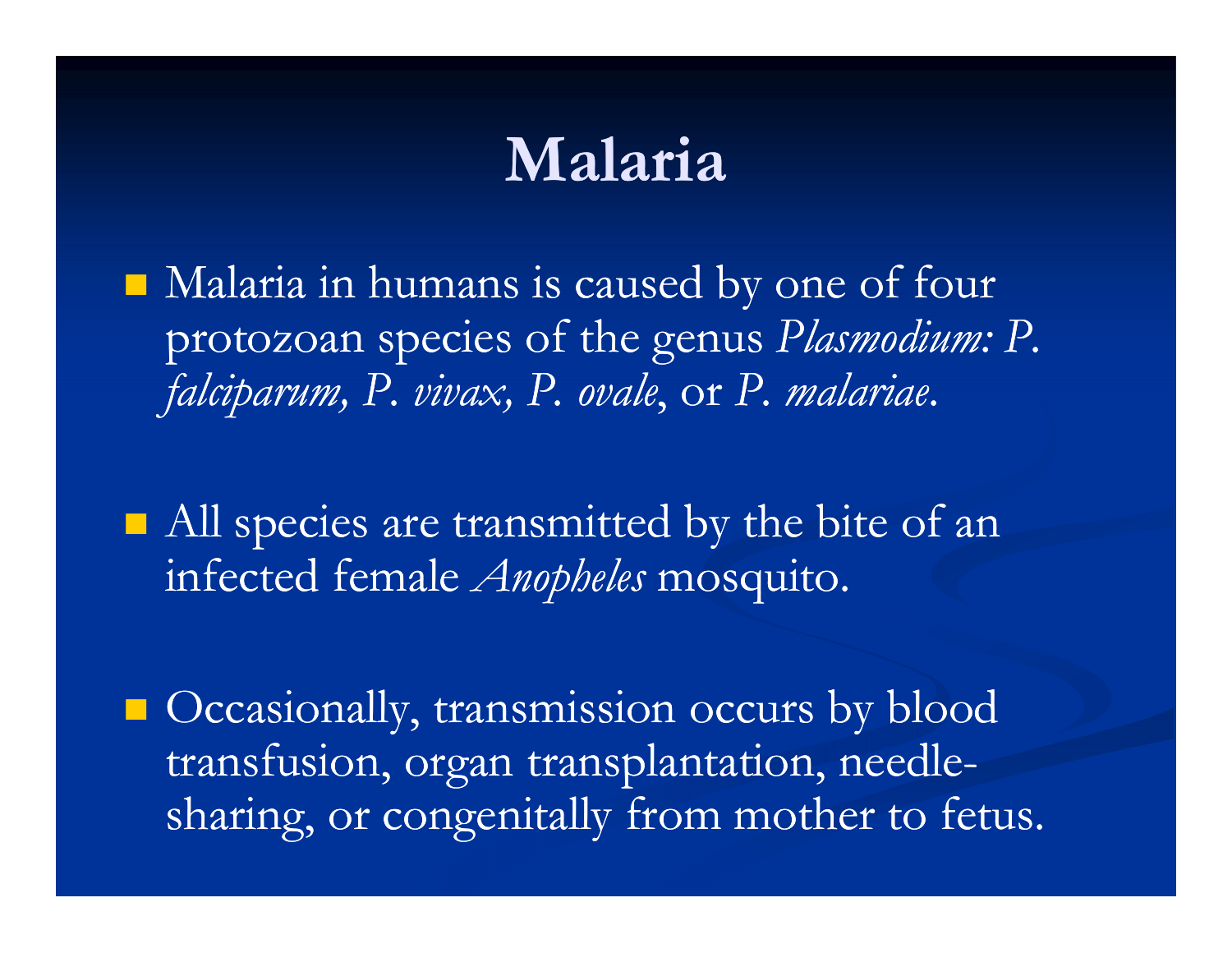# Malaria

- Malaria in humans is caused by one of four protozoan species of the genus *Plasmodium: P. falciparum, P. vivax, P. ovale*, or *P. malariae*.

- All species are transmitted by the bite of an infected female *Anopheles* mosquito.

- Occasionally, transmission occurs by blood transfusion, organ transplantation, needle-sharing, or congenitally from mother to fetus.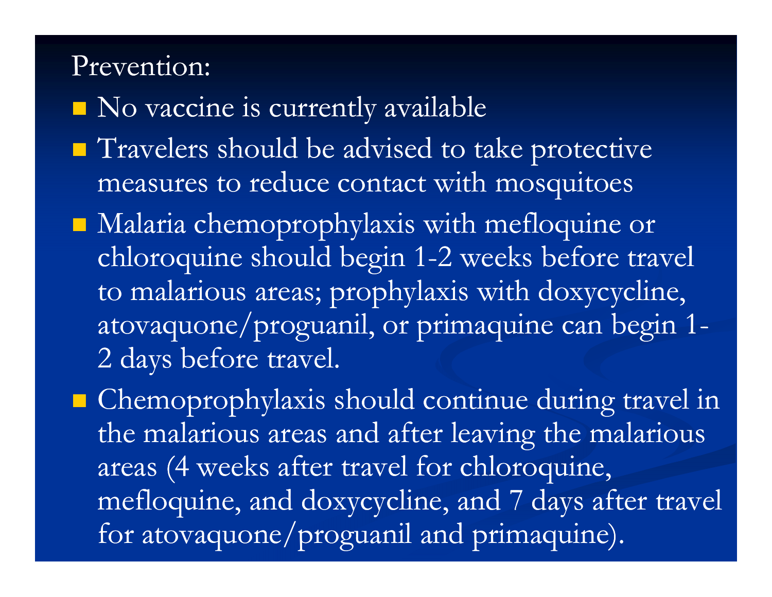Prevention:

- No vaccine is currently available
- Travelers should be advised to take protective measures to reduce contact with mosquitoes
- Malaria chemoprophylaxis with mefloquine or chloroquine should begin 1-2 weeks before travel to malarious areas; prophylaxis with doxycycline, atovaquone/proguanil, or primaquine can begin 1-2 days before travel.
- Chemoprophylaxis should continue during travel in the malarious areas and after leaving the malarious areas (4 weeks after travel for chloroquine, mefloquine, and doxycycline, and 7 days after travel for atovaquone/proguanil and primaquine).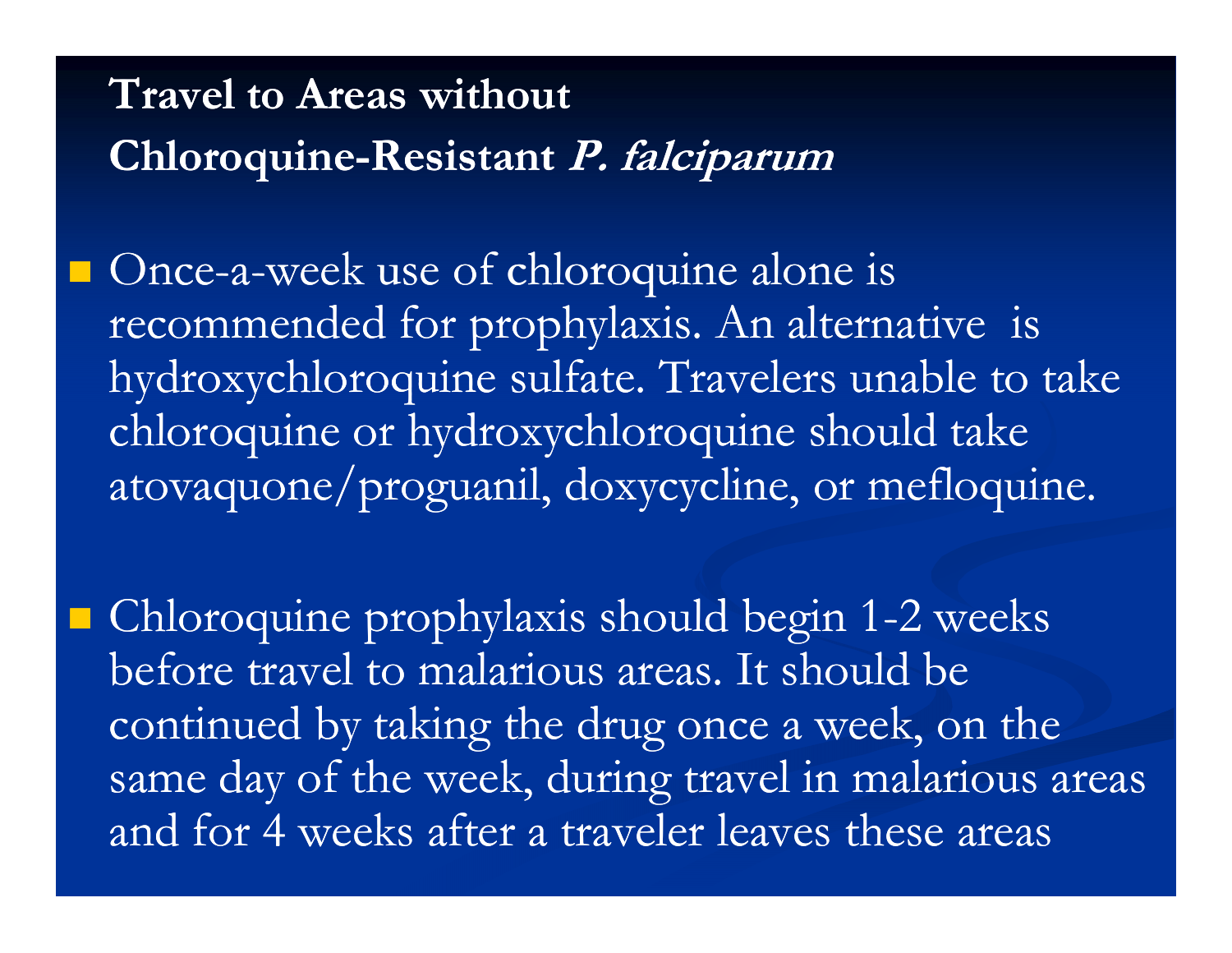## Travel to Areas without Chloroquine-Resistant *P. falciparum*

- Once-a-week use of chloroquine alone is recommended for prophylaxis. An alternative is hydroxychloroquine sulfate. Travelers unable to take chloroquine or hydroxychloroquine should take atovaquone/proguanil, doxycycline, or mefloquine.

- Chloroquine prophylaxis should begin 1-2 weeks before travel to malarious areas. It should be continued by taking the drug once a week, on the same day of the week, during travel in malarious areas and for 4 weeks after a traveler leaves these areas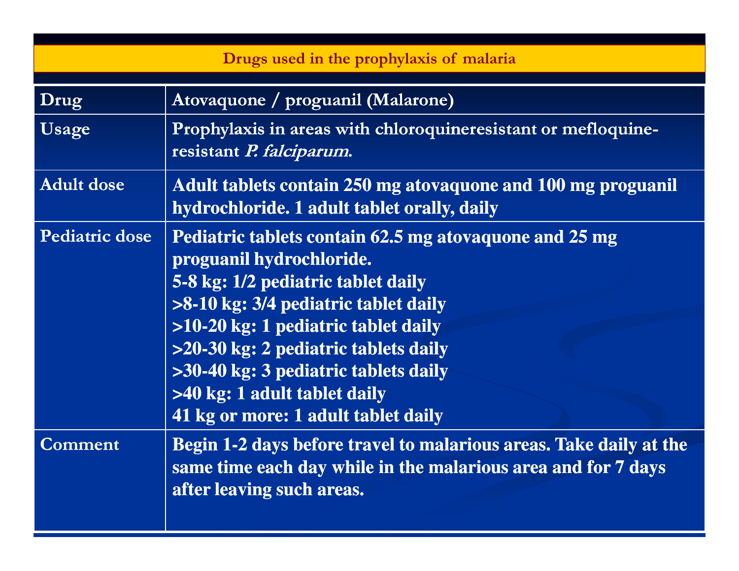## Drugs used in the prophylaxis of malaria

| Drug | Atovaquone / proguanil (Malarone) |
|---|---|
| Usage | Prophylaxis in areas with chloroquineresistant or mefloquine-resistant *P. falciparum*. |
| Adult dose | Adult tablets contain 250 mg atovaquone and 100 mg proguanil hydrochloride. 1 adult tablet orally, daily |
| Pediatric dose | Pediatric tablets contain 62.5 mg atovaquone and 25 mg proguanil hydrochloride.<br>5-8 kg: 1/2 pediatric tablet daily<br>>8-10 kg: 3/4 pediatric tablet daily<br>>10-20 kg: 1 pediatric tablet daily<br>>20-30 kg: 2 pediatric tablets daily<br>>30-40 kg: 3 pediatric tablets daily<br>>40 kg: 1 adult tablet daily<br>41 kg or more: 1 adult tablet daily |
| Comment | Begin 1-2 days before travel to malarious areas. Take daily at the same time each day while in the malarious area and for 7 days after leaving such areas. |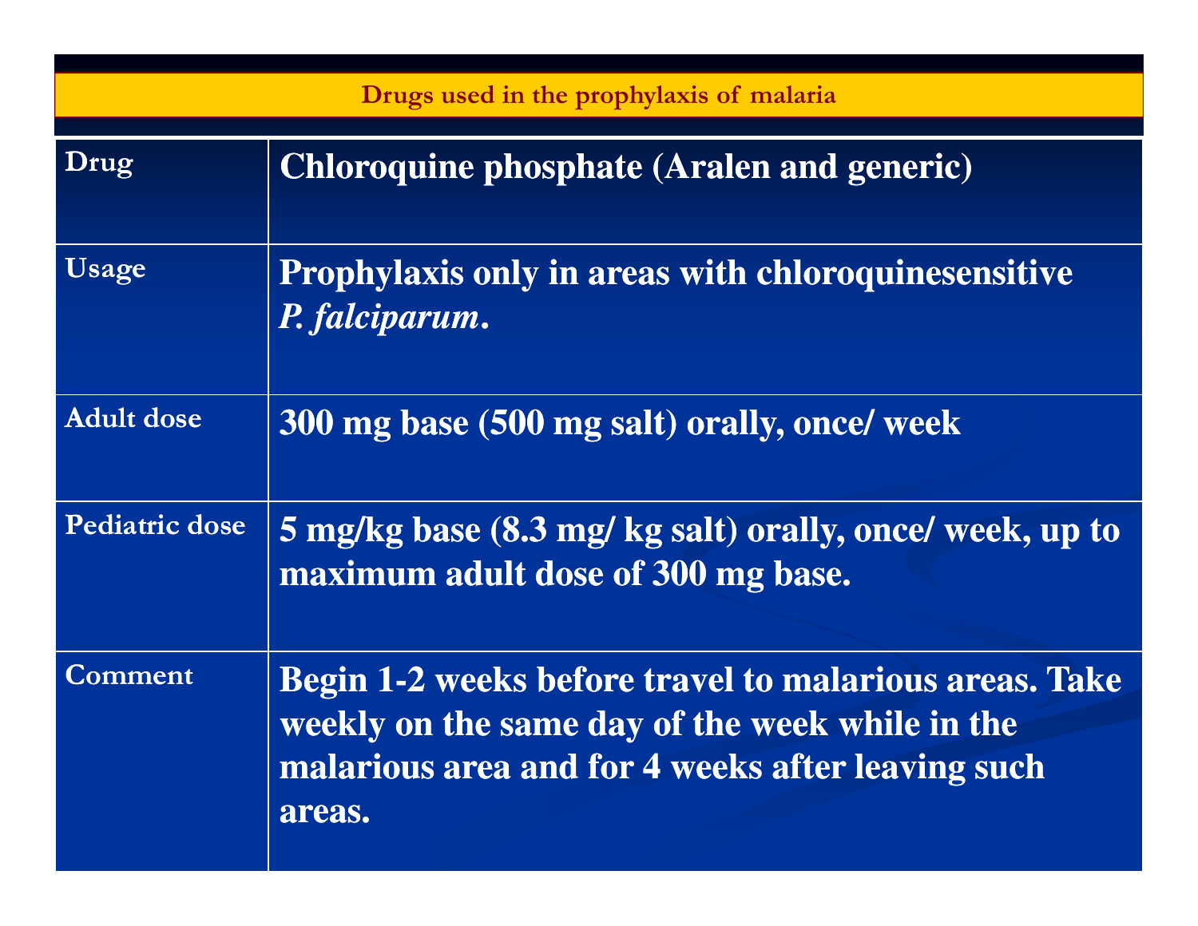## Drugs used in the prophylaxis of malaria

| Drug | Chloroquine phosphate (Aralen and generic) |
|---|---|
| Usage | Prophylaxis only in areas with chloroquinesensitive *P. falciparum*. |
| Adult dose | 300 mg base (500 mg salt) orally, once/ week |
| Pediatric dose | 5 mg/kg base (8.3 mg/ kg salt) orally, once/ week, up to maximum adult dose of 300 mg base. |
| Comment | Begin 1-2 weeks before travel to malarious areas. Take weekly on the same day of the week while in the malarious area and for 4 weeks after leaving such areas. |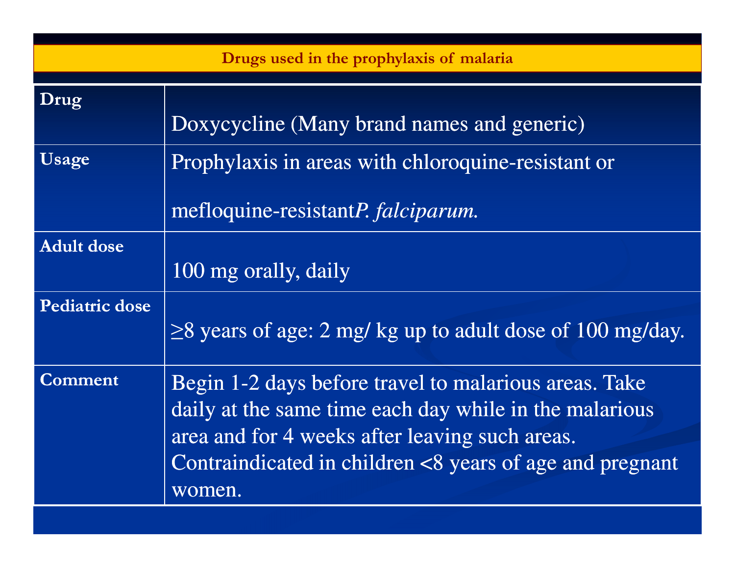**Drugs used in the prophylaxis of malaria**

| | |
|---|---|
| **Drug** | Doxycycline (Many brand names and generic) |
| **Usage** | Prophylaxis in areas with chloroquine-resistant or mefloquine-resistant *P. falciparum.* |
| **Adult dose** | 100 mg orally, daily |
| **Pediatric dose** | ≥8 years of age: 2 mg/ kg up to adult dose of 100 mg/day. |
| **Comment** | Begin 1-2 days before travel to malarious areas. Take daily at the same time each day while in the malarious area and for 4 weeks after leaving such areas. Contraindicated in children <8 years of age and pregnant women. |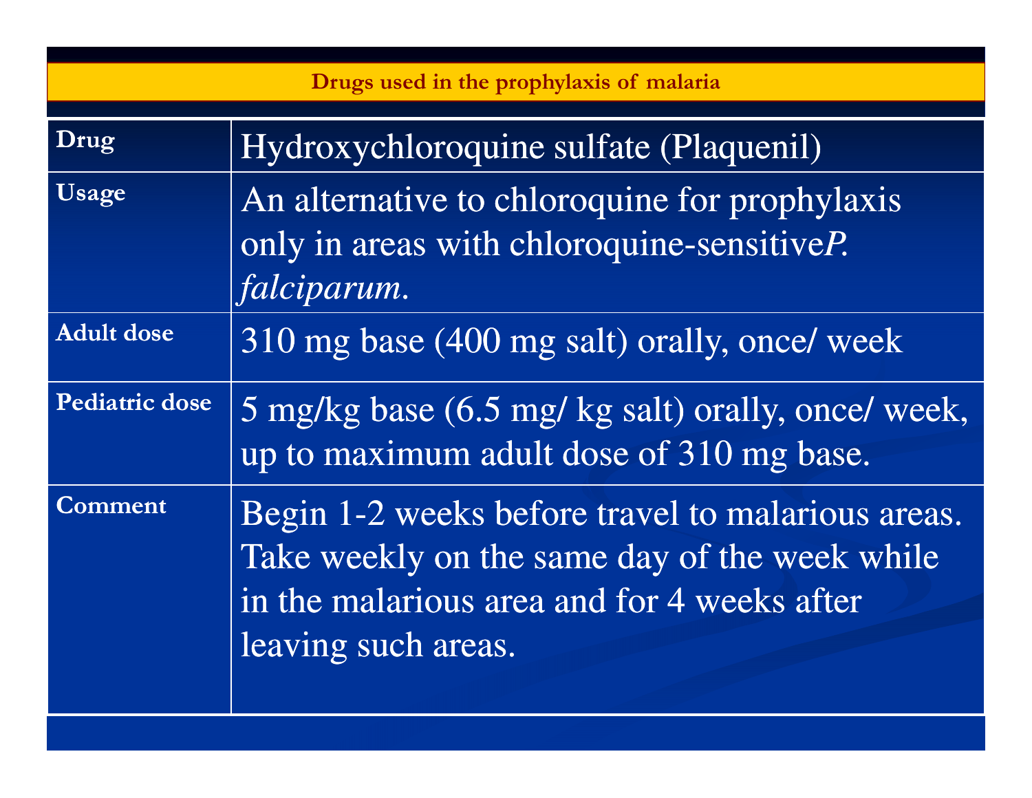## Drugs used in the prophylaxis of malaria

| Drug | Hydroxychloroquine sulfate (Plaquenil) |
| --- | --- |
| Usage | An alternative to chloroquine for prophylaxis only in areas with chloroquine-sensitive *P. falciparum*. |
| Adult dose | 310 mg base (400 mg salt) orally, once/ week |
| Pediatric dose | 5 mg/kg base (6.5 mg/ kg salt) orally, once/ week, up to maximum adult dose of 310 mg base. |
| Comment | Begin 1-2 weeks before travel to malarious areas. Take weekly on the same day of the week while in the malarious area and for 4 weeks after leaving such areas. |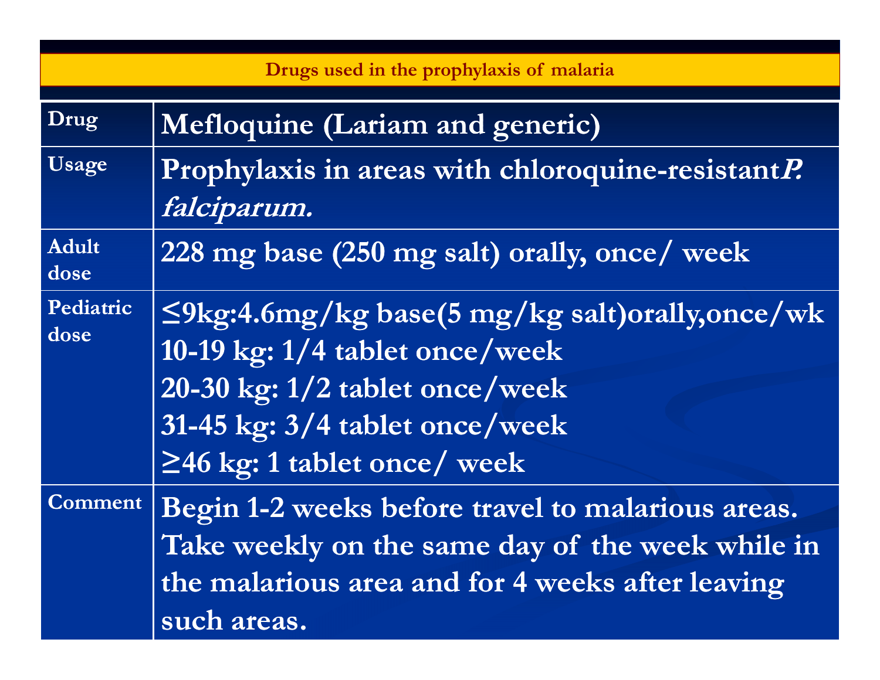| Drugs used in the prophylaxis of malaria | |
|---|---|
| Drug | **Mefloquine (Lariam and generic)** |
| Usage | **Prophylaxis in areas with chloroquine-resistant *P. falciparum.*** |
| Adult dose | **228 mg base (250 mg salt) orally, once/ week** |
| Pediatric dose | **≤9kg:4.6mg/kg base(5 mg/kg salt)orally,once/wk<br>10-19 kg: 1/4 tablet once/week<br>20-30 kg: 1/2 tablet once/week<br>31-45 kg: 3/4 tablet once/week<br>≥46 kg: 1 tablet once/ week** |
| Comment | **Begin 1-2 weeks before travel to malarious areas. Take weekly on the same day of the week while in the malarious area and for 4 weeks after leaving such areas.** |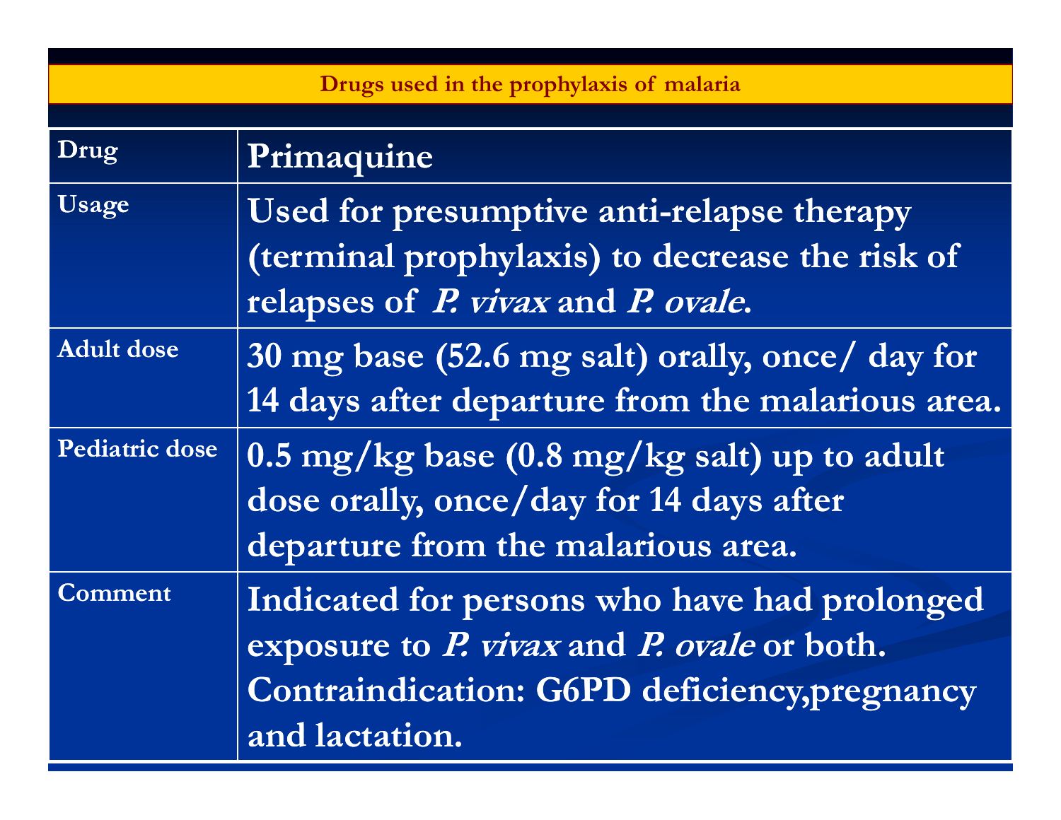| Drugs used in the prophylaxis of malaria | |
|---|---|
| Drug | Primaquine |
| Usage | Used for presumptive anti-relapse therapy (terminal prophylaxis) to decrease the risk of relapses of *P. vivax* and *P. ovale*. |
| Adult dose | 30 mg base (52.6 mg salt) orally, once/ day for 14 days after departure from the malarious area. |
| Pediatric dose | 0.5 mg/kg base (0.8 mg/kg salt) up to adult dose orally, once/day for 14 days after departure from the malarious area. |
| Comment | Indicated for persons who have had prolonged exposure to *P. vivax* and *P. ovale* or both. Contraindication: G6PD deficiency,pregnancy and lactation. |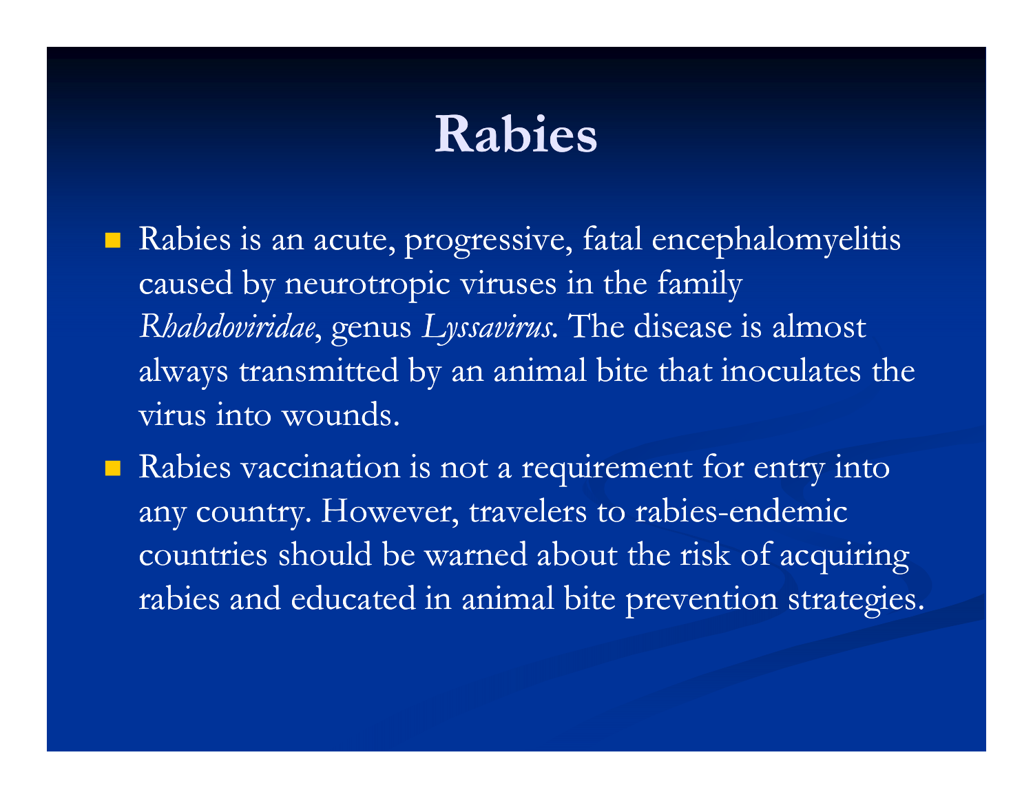# Rabies

- Rabies is an acute, progressive, fatal encephalomyelitis caused by neurotropic viruses in the family *Rhabdoviridae*, genus *Lyssavirus*. The disease is almost always transmitted by an animal bite that inoculates the virus into wounds.
- Rabies vaccination is not a requirement for entry into any country. However, travelers to rabies-endemic countries should be warned about the risk of acquiring rabies and educated in animal bite prevention strategies.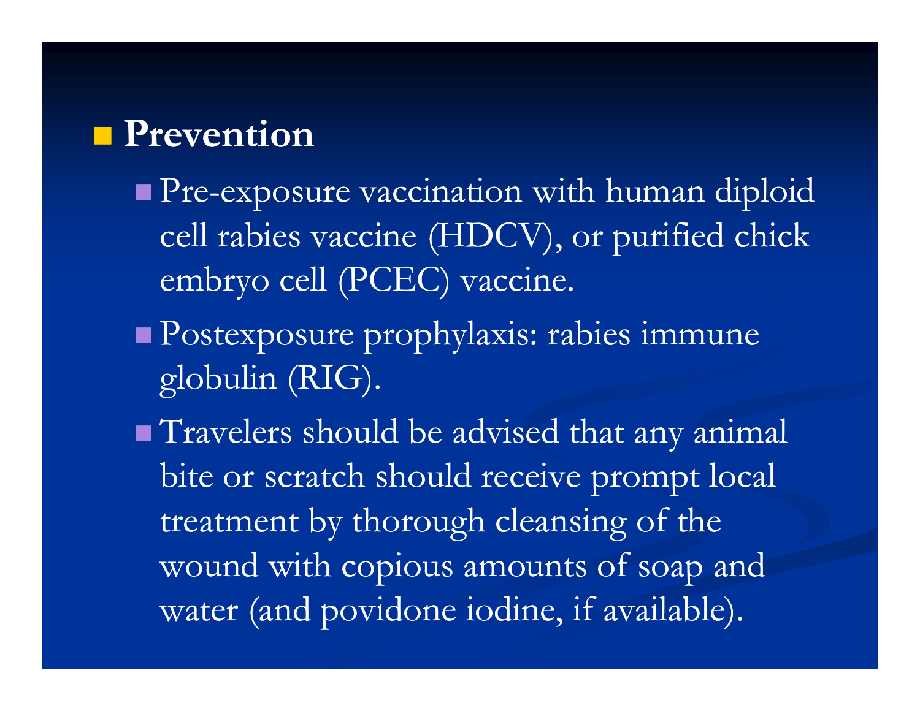- **Prevention**
  - Pre-exposure vaccination with human diploid cell rabies vaccine (HDCV), or purified chick embryo cell (PCEC) vaccine.
  - Postexposure prophylaxis: rabies immune globulin (RIG).
  - Travelers should be advised that any animal bite or scratch should receive prompt local treatment by thorough cleansing of the wound with copious amounts of soap and water (and povidone iodine, if available).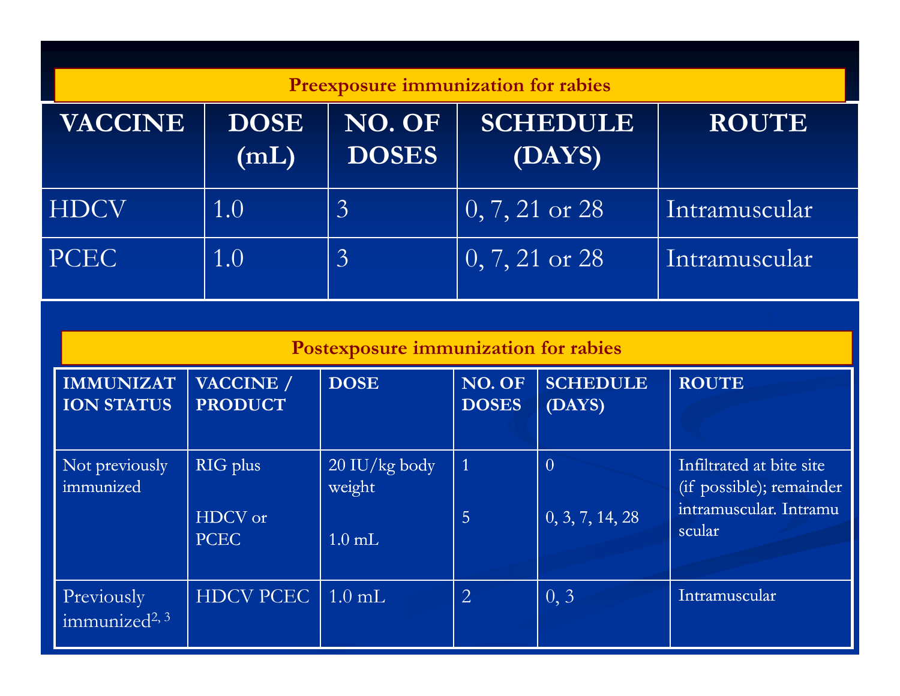## Preexposure immunization for rabies

| VACCINE | DOSE (mL) | NO. OF DOSES | SCHEDULE (DAYS) | ROUTE |
|---|---|---|---|---|
| HDCV | 1.0 | 3 | 0, 7, 21 or 28 | Intramuscular |
| PCEC | 1.0 | 3 | 0, 7, 21 or 28 | Intramuscular |

## Postexposure immunization for rabies

| IMMUNIZATION STATUS | VACCINE / PRODUCT | DOSE | NO. OF DOSES | SCHEDULE (DAYS) | ROUTE |
|---|---|---|---|---|---|
| Not previously immunized | RIG plus<br>HDCV or PCEC | 20 IU/kg body weight<br>1.0 mL | 1<br>5 | 0<br>0, 3, 7, 14, 28 | Infiltrated at bite site (if possible); remainder intramuscular. Intramuscular |
| Previously immunized[2, 3] | HDCV PCEC | 1.0 mL | 2 | 0, 3 | Intramuscular |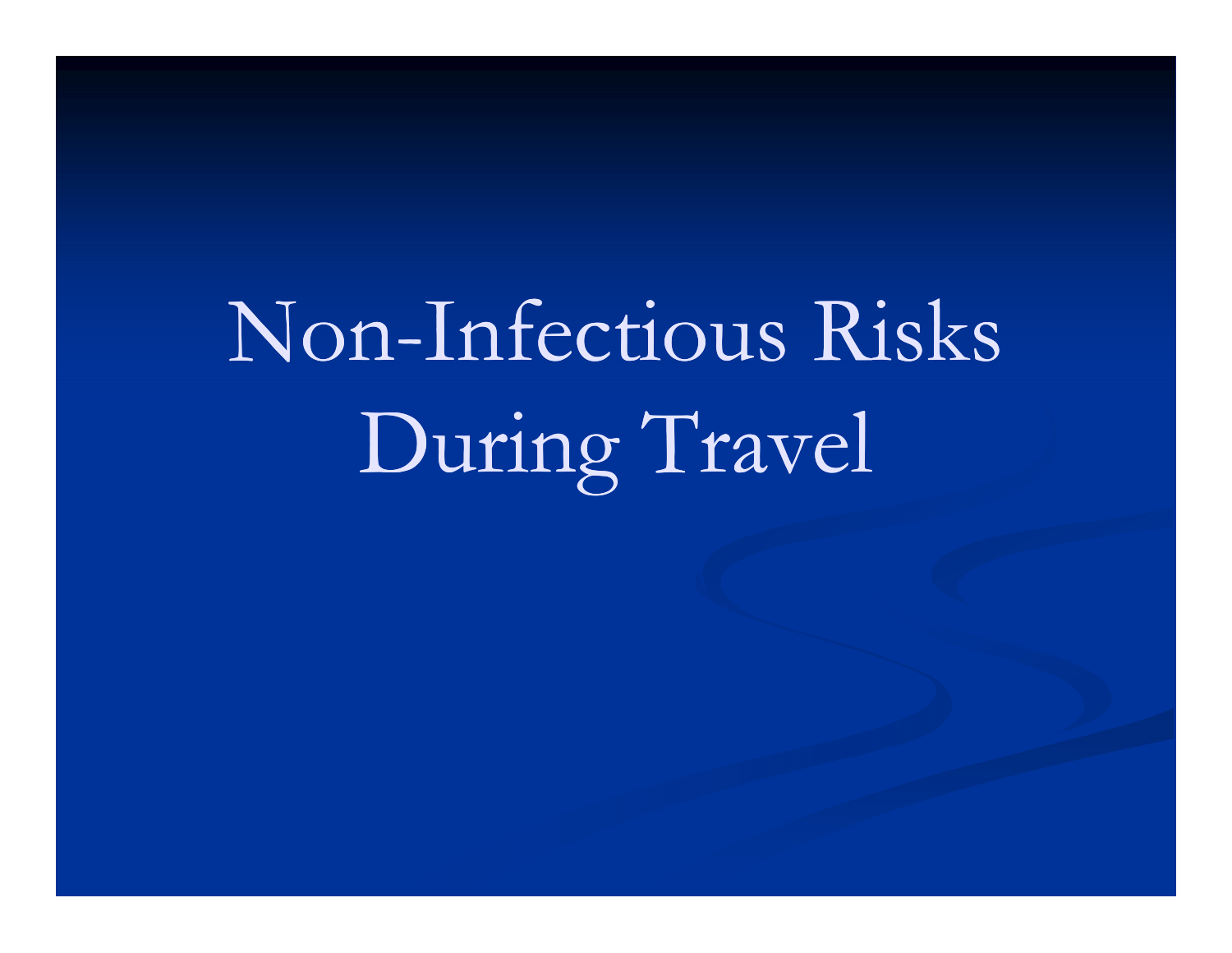# Non-Infectious Risks During Travel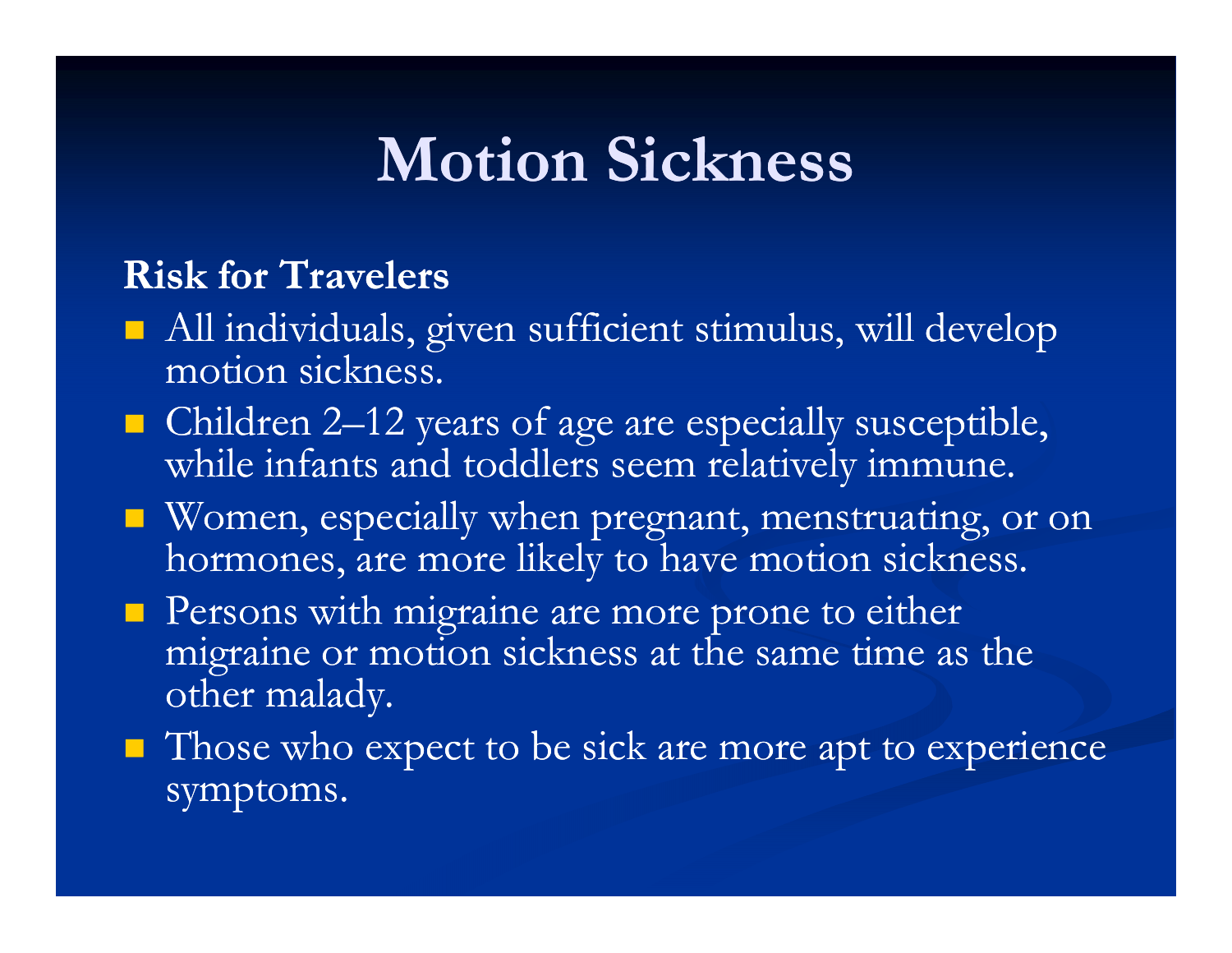# Motion Sickness

**Risk for Travelers**

- All individuals, given sufficient stimulus, will develop motion sickness.
- Children 2–12 years of age are especially susceptible, while infants and toddlers seem relatively immune.
- Women, especially when pregnant, menstruating, or on hormones, are more likely to have motion sickness.
- Persons with migraine are more prone to either migraine or motion sickness at the same time as the other malady.
- Those who expect to be sick are more apt to experience symptoms.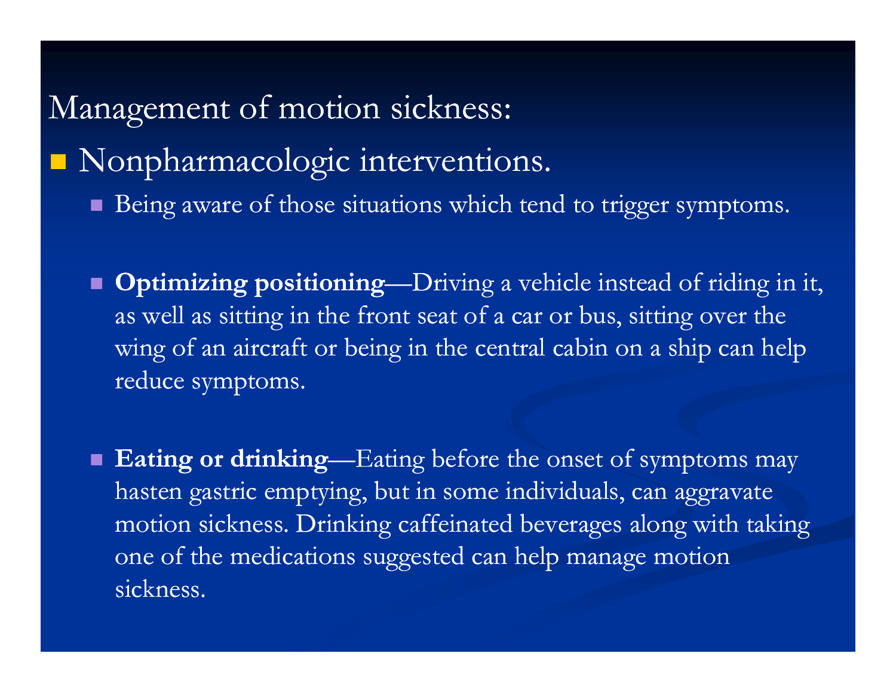Management of motion sickness:

- Nonpharmacologic interventions.
  - Being aware of those situations which tend to trigger symptoms.
  - **Optimizing positioning**—Driving a vehicle instead of riding in it, as well as sitting in the front seat of a car or bus, sitting over the wing of an aircraft or being in the central cabin on a ship can help reduce symptoms.
  - **Eating or drinking**—Eating before the onset of symptoms may hasten gastric emptying, but in some individuals, can aggravate motion sickness. Drinking caffeinated beverages along with taking one of the medications suggested can help manage motion sickness.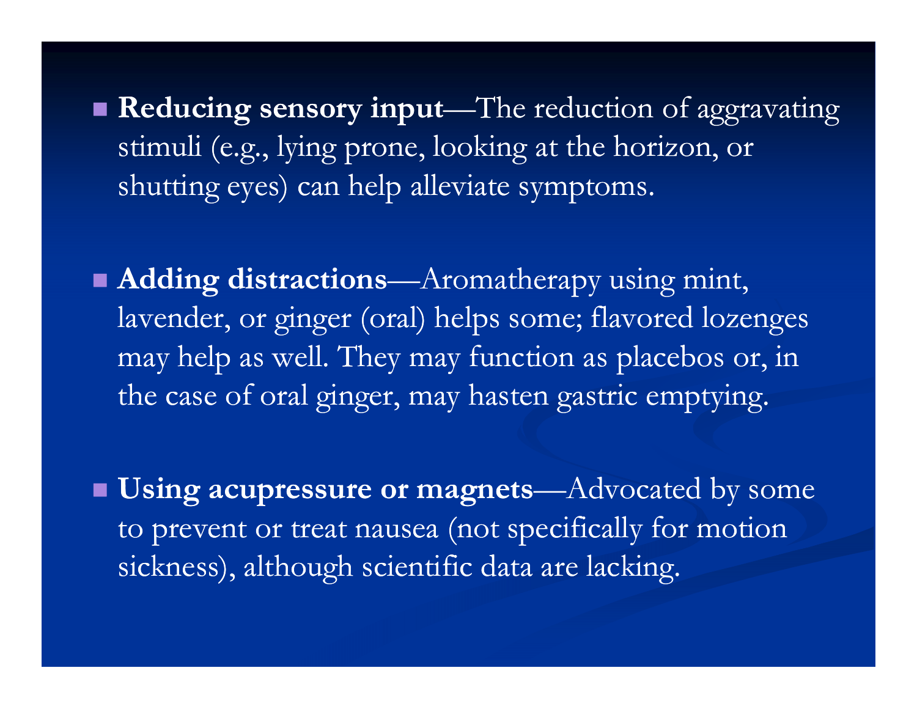- **Reducing sensory input**—The reduction of aggravating stimuli (e.g., lying prone, looking at the horizon, or shutting eyes) can help alleviate symptoms.

- **Adding distractions**—Aromatherapy using mint, lavender, or ginger (oral) helps some; flavored lozenges may help as well. They may function as placebos or, in the case of oral ginger, may hasten gastric emptying.

- **Using acupressure or magnets**—Advocated by some to prevent or treat nausea (not specifically for motion sickness), although scientific data are lacking.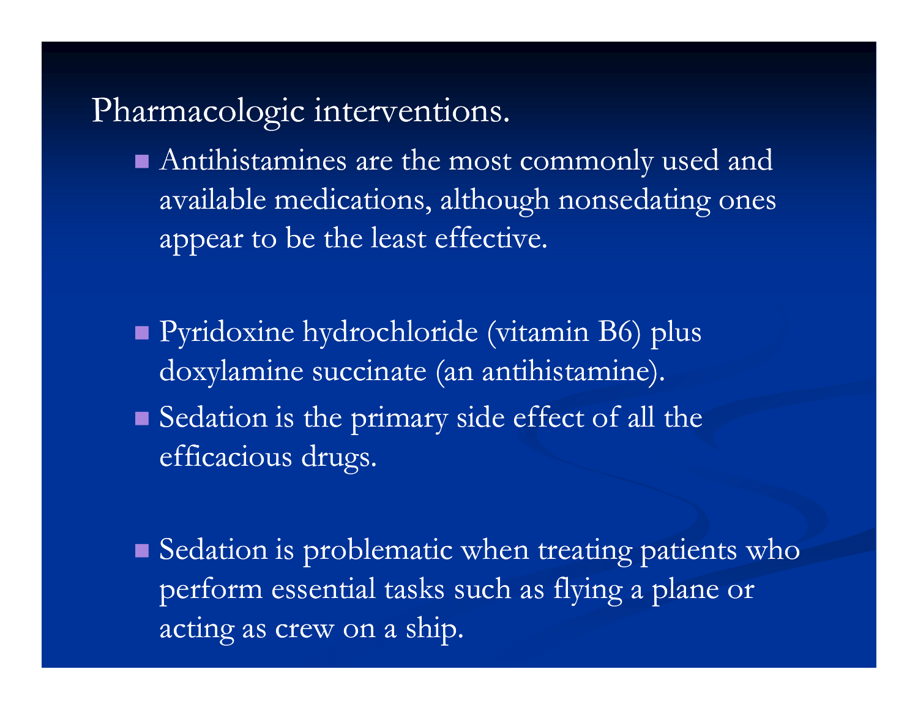# Pharmacologic interventions.

- Antihistamines are the most commonly used and available medications, although nonsedating ones appear to be the least effective.

- Pyridoxine hydrochloride (vitamin B6) plus doxylamine succinate (an antihistamine).
- Sedation is the primary side effect of all the efficacious drugs.

- Sedation is problematic when treating patients who perform essential tasks such as flying a plane or acting as crew on a ship.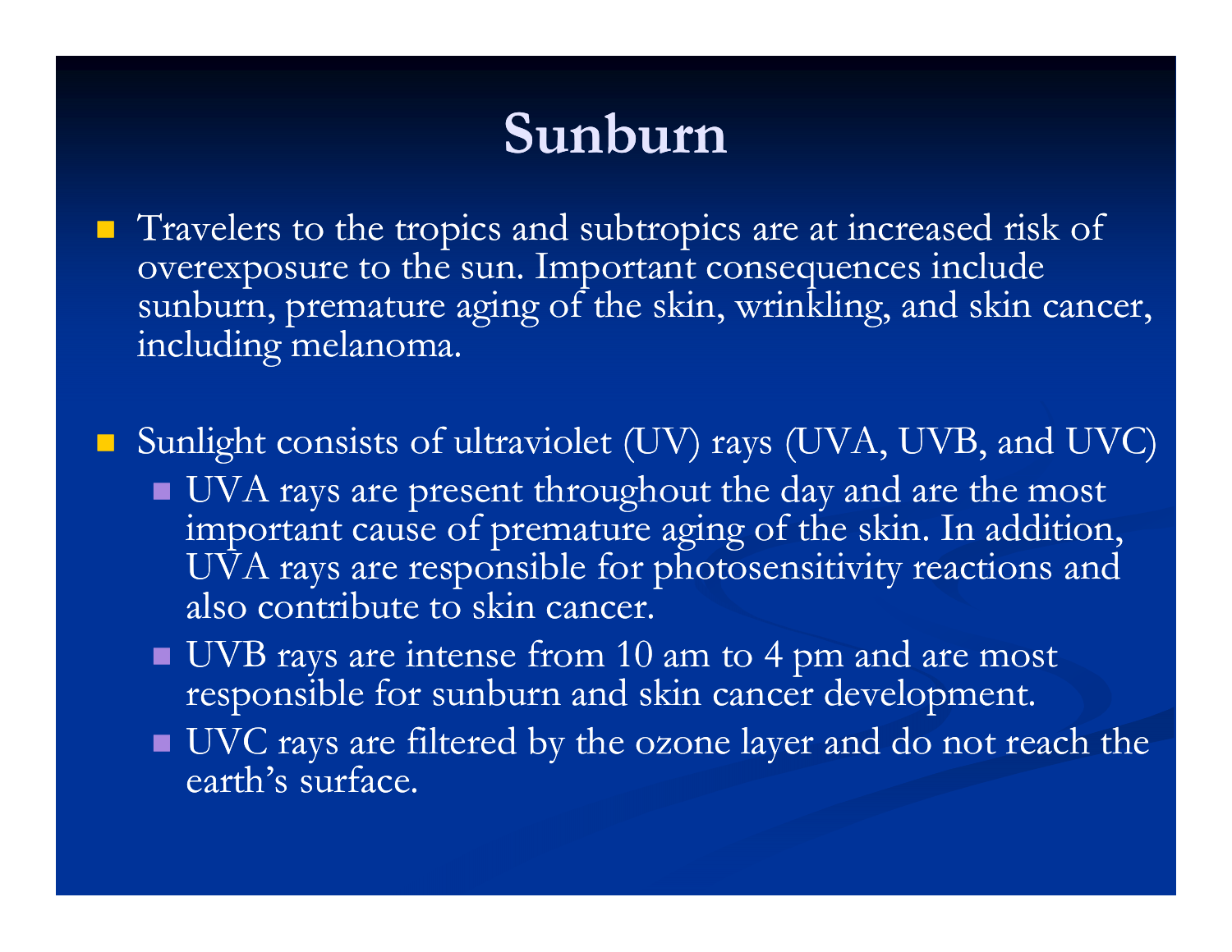# Sunburn

- Travelers to the tropics and subtropics are at increased risk of overexposure to the sun. Important consequences include sunburn, premature aging of the skin, wrinkling, and skin cancer, including melanoma.

- Sunlight consists of ultraviolet (UV) rays (UVA, UVB, and UVC)
  - UVA rays are present throughout the day and are the most important cause of premature aging of the skin. In addition, UVA rays are responsible for photosensitivity reactions and also contribute to skin cancer.
  - UVB rays are intense from 10 am to 4 pm and are most responsible for sunburn and skin cancer development.
  - UVC rays are filtered by the ozone layer and do not reach the earth's surface.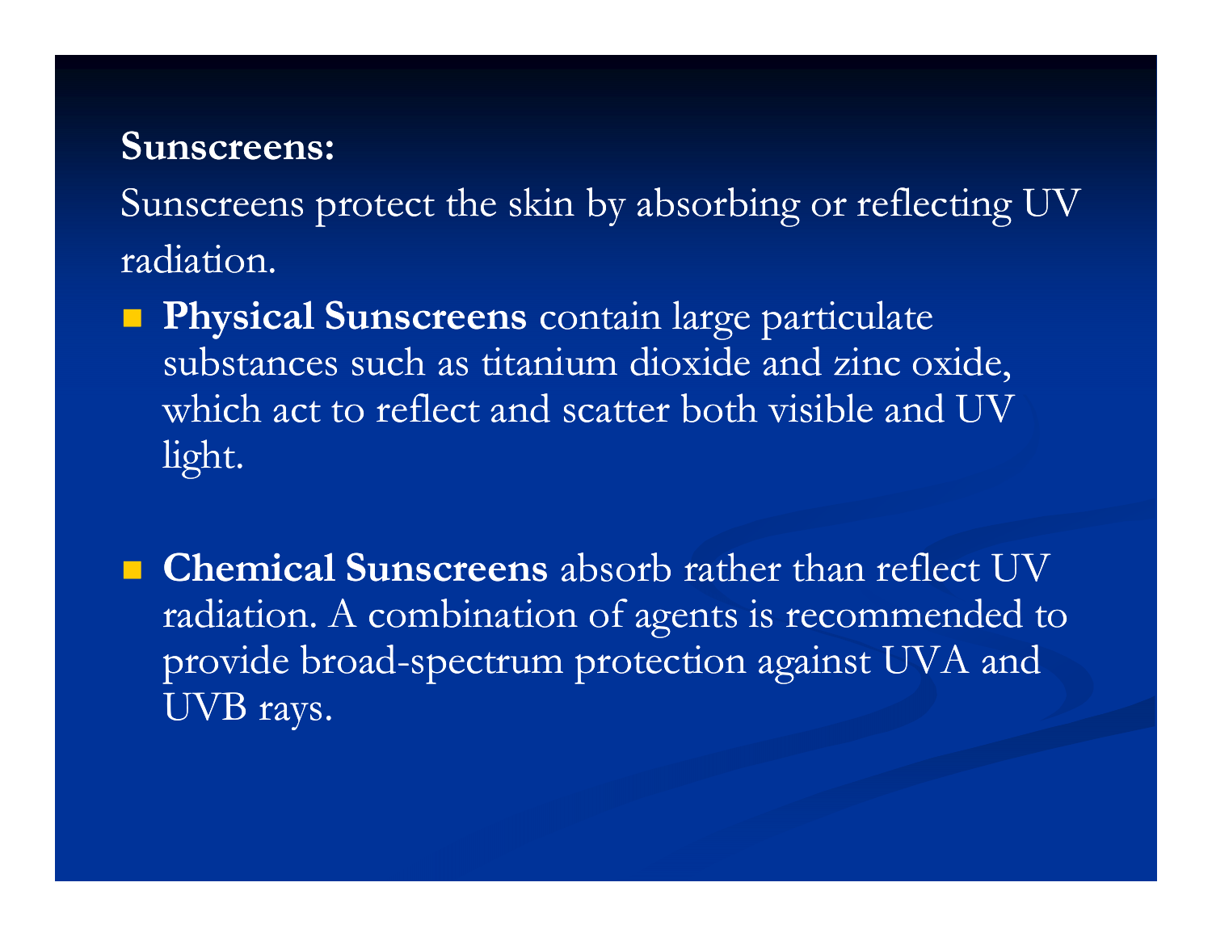**Sunscreens:**

Sunscreens protect the skin by absorbing or reflecting UV radiation.

- **Physical Sunscreens** contain large particulate substances such as titanium dioxide and zinc oxide, which act to reflect and scatter both visible and UV light.

- **Chemical Sunscreens** absorb rather than reflect UV radiation. A combination of agents is recommended to provide broad-spectrum protection against UVA and UVB rays.